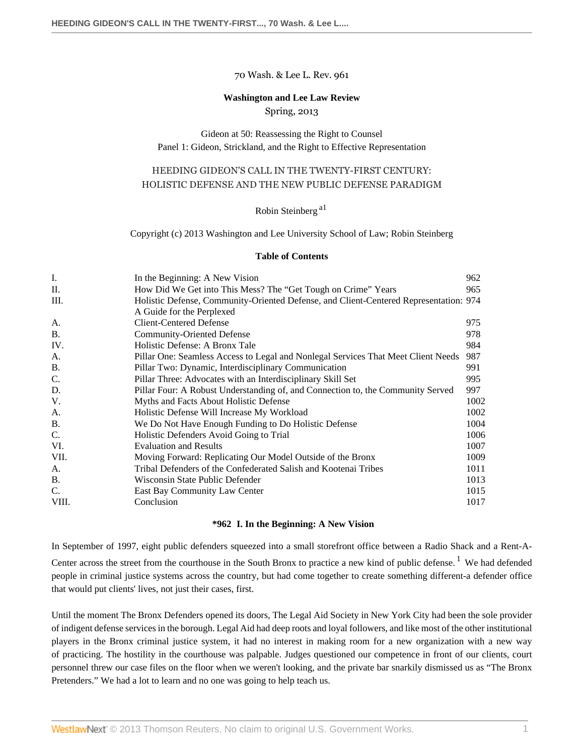70 Wash. & Lee L. Rev. 961

**Washington and Lee Law Review**
Spring, 2013

Gideon at 50: Reassessing the Right to Counsel
Panel 1: Gideon, Strickland, and the Right to Effective Representation

# HEEDING GIDEON'S CALL IN THE TWENTY-FIRST CENTURY: HOLISTIC DEFENSE AND THE NEW PUBLIC DEFENSE PARADIGM

Robin Steinberg [a1]

Copyright (c) 2013 Washington and Lee University School of Law; Robin Steinberg

**Table of Contents**

| | | |
|---|---|---|
| I. | In the Beginning: A New Vision | 962 |
| II. | How Did We Get into This Mess? The "Get Tough on Crime" Years | 965 |
| III. | Holistic Defense, Community-Oriented Defense, and Client-Centered Representation: A Guide for the Perplexed | 974 |
| A. | Client-Centered Defense | 975 |
| B. | Community-Oriented Defense | 978 |
| IV. | Holistic Defense: A Bronx Tale | 984 |
| A. | Pillar One: Seamless Access to Legal and Nonlegal Services That Meet Client Needs | 987 |
| B. | Pillar Two: Dynamic, Interdisciplinary Communication | 991 |
| C. | Pillar Three: Advocates with an Interdisciplinary Skill Set | 995 |
| D. | Pillar Four: A Robust Understanding of, and Connection to, the Community Served | 997 |
| V. | Myths and Facts About Holistic Defense | 1002 |
| A. | Holistic Defense Will Increase My Workload | 1002 |
| B. | We Do Not Have Enough Funding to Do Holistic Defense | 1004 |
| C. | Holistic Defenders Avoid Going to Trial | 1006 |
| VI. | Evaluation and Results | 1007 |
| VII. | Moving Forward: Replicating Our Model Outside of the Bronx | 1009 |
| A. | Tribal Defenders of the Confederated Salish and Kootenai Tribes | 1011 |
| B. | Wisconsin State Public Defender | 1013 |
| C. | East Bay Community Law Center | 1015 |
| VIII. | Conclusion | 1017 |

## *962 I. In the Beginning: A New Vision

In September of 1997, eight public defenders squeezed into a small storefront office between a Radio Shack and a Rent-A-Center across the street from the courthouse in the South Bronx to practice a new kind of public defense.[1] We had defended people in criminal justice systems across the country, but had come together to create something different-a defender office that would put clients' lives, not just their cases, first.

Until the moment The Bronx Defenders opened its doors, The Legal Aid Society in New York City had been the sole provider of indigent defense services in the borough. Legal Aid had deep roots and loyal followers, and like most of the other institutional players in the Bronx criminal justice system, it had no interest in making room for a new organization with a new way of practicing. The hostility in the courthouse was palpable. Judges questioned our competence in front of our clients, court personnel threw our case files on the floor when we weren't looking, and the private bar snarkily dismissed us as "The Bronx Pretenders." We had a lot to learn and no one was going to help teach us.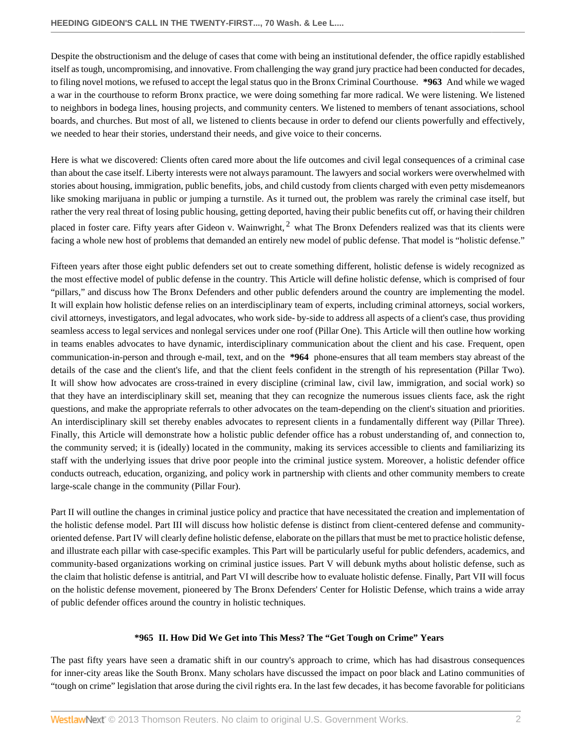Despite the obstructionism and the deluge of cases that come with being an institutional defender, the office rapidly established itself as tough, uncompromising, and innovative. From challenging the way grand jury practice had been conducted for decades, to filing novel motions, we refused to accept the legal status quo in the Bronx Criminal Courthouse. **\*963** And while we waged a war in the courthouse to reform Bronx practice, we were doing something far more radical. We were listening. We listened to neighbors in bodega lines, housing projects, and community centers. We listened to members of tenant associations, school boards, and churches. But most of all, we listened to clients because in order to defend our clients powerfully and effectively, we needed to hear their stories, understand their needs, and give voice to their concerns.

Here is what we discovered: Clients often cared more about the life outcomes and civil legal consequences of a criminal case than about the case itself. Liberty interests were not always paramount. The lawyers and social workers were overwhelmed with stories about housing, immigration, public benefits, jobs, and child custody from clients charged with even petty misdemeanors like smoking marijuana in public or jumping a turnstile. As it turned out, the problem was rarely the criminal case itself, but rather the very real threat of losing public housing, getting deported, having their public benefits cut off, or having their children placed in foster care. Fifty years after Gideon v. Wainwright,[2] what The Bronx Defenders realized was that its clients were facing a whole new host of problems that demanded an entirely new model of public defense. That model is "holistic defense."

Fifteen years after those eight public defenders set out to create something different, holistic defense is widely recognized as the most effective model of public defense in the country. This Article will define holistic defense, which is comprised of four "pillars," and discuss how The Bronx Defenders and other public defenders around the country are implementing the model. It will explain how holistic defense relies on an interdisciplinary team of experts, including criminal attorneys, social workers, civil attorneys, investigators, and legal advocates, who work side- by-side to address all aspects of a client's case, thus providing seamless access to legal services and nonlegal services under one roof (Pillar One). This Article will then outline how working in teams enables advocates to have dynamic, interdisciplinary communication about the client and his case. Frequent, open communication-in-person and through e-mail, text, and on the **\*964** phone-ensures that all team members stay abreast of the details of the case and the client's life, and that the client feels confident in the strength of his representation (Pillar Two). It will show how advocates are cross-trained in every discipline (criminal law, civil law, immigration, and social work) so that they have an interdisciplinary skill set, meaning that they can recognize the numerous issues clients face, ask the right questions, and make the appropriate referrals to other advocates on the team-depending on the client's situation and priorities. An interdisciplinary skill set thereby enables advocates to represent clients in a fundamentally different way (Pillar Three). Finally, this Article will demonstrate how a holistic public defender office has a robust understanding of, and connection to, the community served; it is (ideally) located in the community, making its services accessible to clients and familiarizing its staff with the underlying issues that drive poor people into the criminal justice system. Moreover, a holistic defender office conducts outreach, education, organizing, and policy work in partnership with clients and other community members to create large-scale change in the community (Pillar Four).

Part II will outline the changes in criminal justice policy and practice that have necessitated the creation and implementation of the holistic defense model. Part III will discuss how holistic defense is distinct from client-centered defense and community-oriented defense. Part IV will clearly define holistic defense, elaborate on the pillars that must be met to practice holistic defense, and illustrate each pillar with case-specific examples. This Part will be particularly useful for public defenders, academics, and community-based organizations working on criminal justice issues. Part V will debunk myths about holistic defense, such as the claim that holistic defense is antitrial, and Part VI will describe how to evaluate holistic defense. Finally, Part VII will focus on the holistic defense movement, pioneered by The Bronx Defenders' Center for Holistic Defense, which trains a wide array of public defender offices around the country in holistic techniques.

### **\*965 II. How Did We Get into This Mess? The "Get Tough on Crime" Years**

The past fifty years have seen a dramatic shift in our country's approach to crime, which has had disastrous consequences for inner-city areas like the South Bronx. Many scholars have discussed the impact on poor black and Latino communities of "tough on crime" legislation that arose during the civil rights era. In the last few decades, it has become favorable for politicians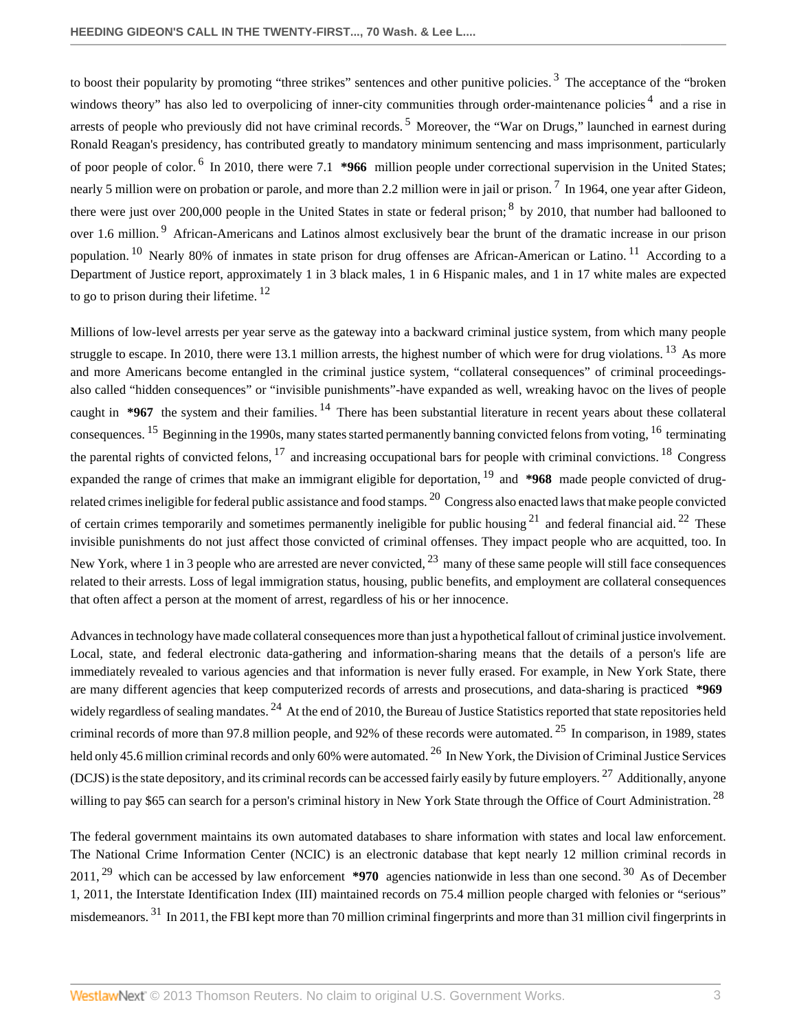to boost their popularity by promoting "three strikes" sentences and other punitive policies.[3] The acceptance of the "broken windows theory" has also led to overpolicing of inner-city communities through order-maintenance policies[4] and a rise in arrests of people who previously did not have criminal records.[5] Moreover, the "War on Drugs," launched in earnest during Ronald Reagan's presidency, has contributed greatly to mandatory minimum sentencing and mass imprisonment, particularly of poor people of color.[6] In 2010, there were 7.1 **\*966** million people under correctional supervision in the United States; nearly 5 million were on probation or parole, and more than 2.2 million were in jail or prison.[7] In 1964, one year after Gideon, there were just over 200,000 people in the United States in state or federal prison;[8] by 2010, that number had ballooned to over 1.6 million.[9] African-Americans and Latinos almost exclusively bear the brunt of the dramatic increase in our prison population.[10] Nearly 80% of inmates in state prison for drug offenses are African-American or Latino.[11] According to a Department of Justice report, approximately 1 in 3 black males, 1 in 6 Hispanic males, and 1 in 17 white males are expected to go to prison during their lifetime.[12]

Millions of low-level arrests per year serve as the gateway into a backward criminal justice system, from which many people struggle to escape. In 2010, there were 13.1 million arrests, the highest number of which were for drug violations.[13] As more and more Americans become entangled in the criminal justice system, "collateral consequences" of criminal proceedings-also called "hidden consequences" or "invisible punishments"-have expanded as well, wreaking havoc on the lives of people caught in **\*967** the system and their families.[14] There has been substantial literature in recent years about these collateral consequences.[15] Beginning in the 1990s, many states started permanently banning convicted felons from voting,[16] terminating the parental rights of convicted felons,[17] and increasing occupational bars for people with criminal convictions.[18] Congress expanded the range of crimes that make an immigrant eligible for deportation,[19] and **\*968** made people convicted of drug-related crimes ineligible for federal public assistance and food stamps.[20] Congress also enacted laws that make people convicted of certain crimes temporarily and sometimes permanently ineligible for public housing[21] and federal financial aid.[22] These invisible punishments do not just affect those convicted of criminal offenses. They impact people who are acquitted, too. In New York, where 1 in 3 people who are arrested are never convicted,[23] many of these same people will still face consequences related to their arrests. Loss of legal immigration status, housing, public benefits, and employment are collateral consequences that often affect a person at the moment of arrest, regardless of his or her innocence.

Advances in technology have made collateral consequences more than just a hypothetical fallout of criminal justice involvement. Local, state, and federal electronic data-gathering and information-sharing means that the details of a person's life are immediately revealed to various agencies and that information is never fully erased. For example, in New York State, there are many different agencies that keep computerized records of arrests and prosecutions, and data-sharing is practiced **\*969** widely regardless of sealing mandates.[24] At the end of 2010, the Bureau of Justice Statistics reported that state repositories held criminal records of more than 97.8 million people, and 92% of these records were automated.[25] In comparison, in 1989, states held only 45.6 million criminal records and only 60% were automated.[26] In New York, the Division of Criminal Justice Services (DCJS) is the state depository, and its criminal records can be accessed fairly easily by future employers.[27] Additionally, anyone willing to pay $65 can search for a person's criminal history in New York State through the Office of Court Administration.[28]

The federal government maintains its own automated databases to share information with states and local law enforcement. The National Crime Information Center (NCIC) is an electronic database that kept nearly 12 million criminal records in 2011,[29] which can be accessed by law enforcement **\*970** agencies nationwide in less than one second.[30] As of December 1, 2011, the Interstate Identification Index (III) maintained records on 75.4 million people charged with felonies or "serious" misdemeanors.[31] In 2011, the FBI kept more than 70 million criminal fingerprints and more than 31 million civil fingerprints in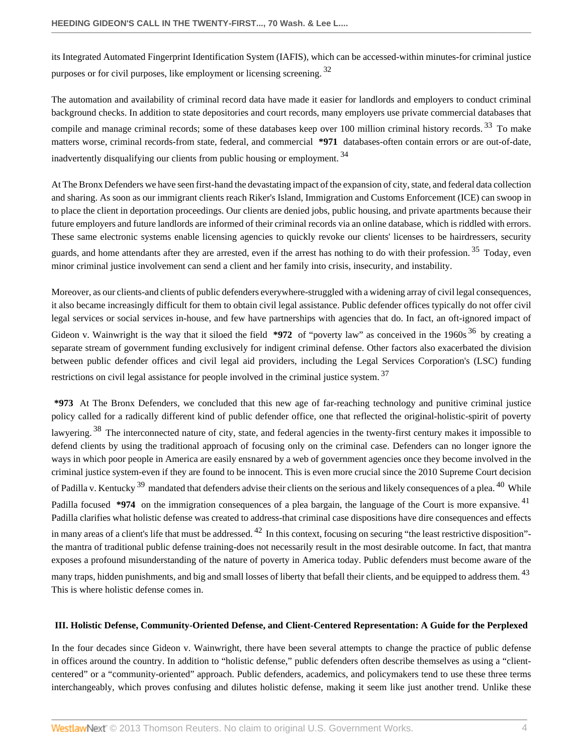its Integrated Automated Fingerprint Identification System (IAFIS), which can be accessed-within minutes-for criminal justice purposes or for civil purposes, like employment or licensing screening. [32]

The automation and availability of criminal record data have made it easier for landlords and employers to conduct criminal background checks. In addition to state depositories and court records, many employers use private commercial databases that compile and manage criminal records; some of these databases keep over 100 million criminal history records. [33] To make matters worse, criminal records-from state, federal, and commercial **\*971** databases-often contain errors or are out-of-date, inadvertently disqualifying our clients from public housing or employment. [34]

At The Bronx Defenders we have seen first-hand the devastating impact of the expansion of city, state, and federal data collection and sharing. As soon as our immigrant clients reach Riker's Island, Immigration and Customs Enforcement (ICE) can swoop in to place the client in deportation proceedings. Our clients are denied jobs, public housing, and private apartments because their future employers and future landlords are informed of their criminal records via an online database, which is riddled with errors. These same electronic systems enable licensing agencies to quickly revoke our clients' licenses to be hairdressers, security guards, and home attendants after they are arrested, even if the arrest has nothing to do with their profession. [35] Today, even minor criminal justice involvement can send a client and her family into crisis, insecurity, and instability.

Moreover, as our clients-and clients of public defenders everywhere-struggled with a widening array of civil legal consequences, it also became increasingly difficult for them to obtain civil legal assistance. Public defender offices typically do not offer civil legal services or social services in-house, and few have partnerships with agencies that do. In fact, an oft-ignored impact of Gideon v. Wainwright is the way that it siloed the field **\*972** of "poverty law" as conceived in the 1960s [36] by creating a separate stream of government funding exclusively for indigent criminal defense. Other factors also exacerbated the division between public defender offices and civil legal aid providers, including the Legal Services Corporation's (LSC) funding restrictions on civil legal assistance for people involved in the criminal justice system. [37]

**\*973** At The Bronx Defenders, we concluded that this new age of far-reaching technology and punitive criminal justice policy called for a radically different kind of public defender office, one that reflected the original-holistic-spirit of poverty lawyering. [38] The interconnected nature of city, state, and federal agencies in the twenty-first century makes it impossible to defend clients by using the traditional approach of focusing only on the criminal case. Defenders can no longer ignore the ways in which poor people in America are easily ensnared by a web of government agencies once they become involved in the criminal justice system-even if they are found to be innocent. This is even more crucial since the 2010 Supreme Court decision of Padilla v. Kentucky [39] mandated that defenders advise their clients on the serious and likely consequences of a plea. [40] While Padilla focused **\*974** on the immigration consequences of a plea bargain, the language of the Court is more expansive. [41] Padilla clarifies what holistic defense was created to address-that criminal case dispositions have dire consequences and effects in many areas of a client's life that must be addressed. [42] In this context, focusing on securing "the least restrictive disposition"-the mantra of traditional public defense training-does not necessarily result in the most desirable outcome. In fact, that mantra exposes a profound misunderstanding of the nature of poverty in America today. Public defenders must become aware of the many traps, hidden punishments, and big and small losses of liberty that befall their clients, and be equipped to address them. [43] This is where holistic defense comes in.

### III. Holistic Defense, Community-Oriented Defense, and Client-Centered Representation: A Guide for the Perplexed

In the four decades since Gideon v. Wainwright, there have been several attempts to change the practice of public defense in offices around the country. In addition to "holistic defense," public defenders often describe themselves as using a "client-centered" or a "community-oriented" approach. Public defenders, academics, and policymakers tend to use these three terms interchangeably, which proves confusing and dilutes holistic defense, making it seem like just another trend. Unlike these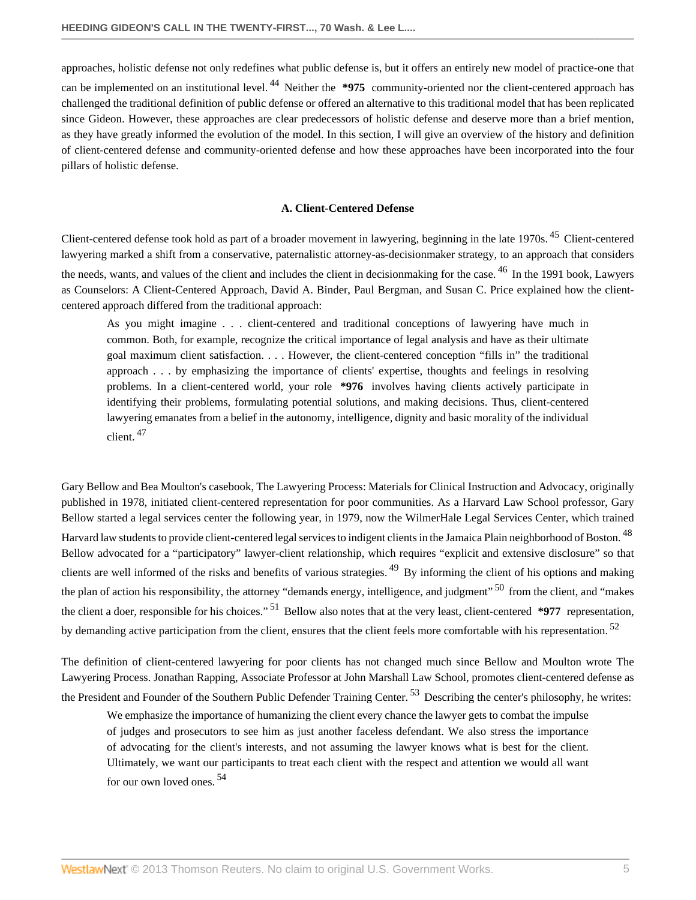approaches, holistic defense not only redefines what public defense is, but it offers an entirely new model of practice-one that can be implemented on an institutional level.[44] Neither the **\*975** community-oriented nor the client-centered approach has challenged the traditional definition of public defense or offered an alternative to this traditional model that has been replicated since Gideon. However, these approaches are clear predecessors of holistic defense and deserve more than a brief mention, as they have greatly informed the evolution of the model. In this section, I will give an overview of the history and definition of client-centered defense and community-oriented defense and how these approaches have been incorporated into the four pillars of holistic defense.

### A. Client-Centered Defense

Client-centered defense took hold as part of a broader movement in lawyering, beginning in the late 1970s.[45] Client-centered lawyering marked a shift from a conservative, paternalistic attorney-as-decisionmaker strategy, to an approach that considers the needs, wants, and values of the client and includes the client in decisionmaking for the case.[46] In the 1991 book, Lawyers as Counselors: A Client-Centered Approach, David A. Binder, Paul Bergman, and Susan C. Price explained how the client-centered approach differed from the traditional approach:

> As you might imagine . . . client-centered and traditional conceptions of lawyering have much in common. Both, for example, recognize the critical importance of legal analysis and have as their ultimate goal maximum client satisfaction. . . . However, the client-centered conception "fills in" the traditional approach . . . by emphasizing the importance of clients' expertise, thoughts and feelings in resolving problems. In a client-centered world, your role **\*976** involves having clients actively participate in identifying their problems, formulating potential solutions, and making decisions. Thus, client-centered lawyering emanates from a belief in the autonomy, intelligence, dignity and basic morality of the individual client.[47]

Gary Bellow and Bea Moulton's casebook, The Lawyering Process: Materials for Clinical Instruction and Advocacy, originally published in 1978, initiated client-centered representation for poor communities. As a Harvard Law School professor, Gary Bellow started a legal services center the following year, in 1979, now the WilmerHale Legal Services Center, which trained Harvard law students to provide client-centered legal services to indigent clients in the Jamaica Plain neighborhood of Boston.[48] Bellow advocated for a "participatory" lawyer-client relationship, which requires "explicit and extensive disclosure" so that clients are well informed of the risks and benefits of various strategies.[49] By informing the client of his options and making the plan of action his responsibility, the attorney "demands energy, intelligence, and judgment"[50] from the client, and "makes the client a doer, responsible for his choices."[51] Bellow also notes that at the very least, client-centered **\*977** representation, by demanding active participation from the client, ensures that the client feels more comfortable with his representation.[52]

The definition of client-centered lawyering for poor clients has not changed much since Bellow and Moulton wrote The Lawyering Process. Jonathan Rapping, Associate Professor at John Marshall Law School, promotes client-centered defense as the President and Founder of the Southern Public Defender Training Center.[53] Describing the center's philosophy, he writes:

> We emphasize the importance of humanizing the client every chance the lawyer gets to combat the impulse of judges and prosecutors to see him as just another faceless defendant. We also stress the importance of advocating for the client's interests, and not assuming the lawyer knows what is best for the client. Ultimately, we want our participants to treat each client with the respect and attention we would all want for our own loved ones.[54]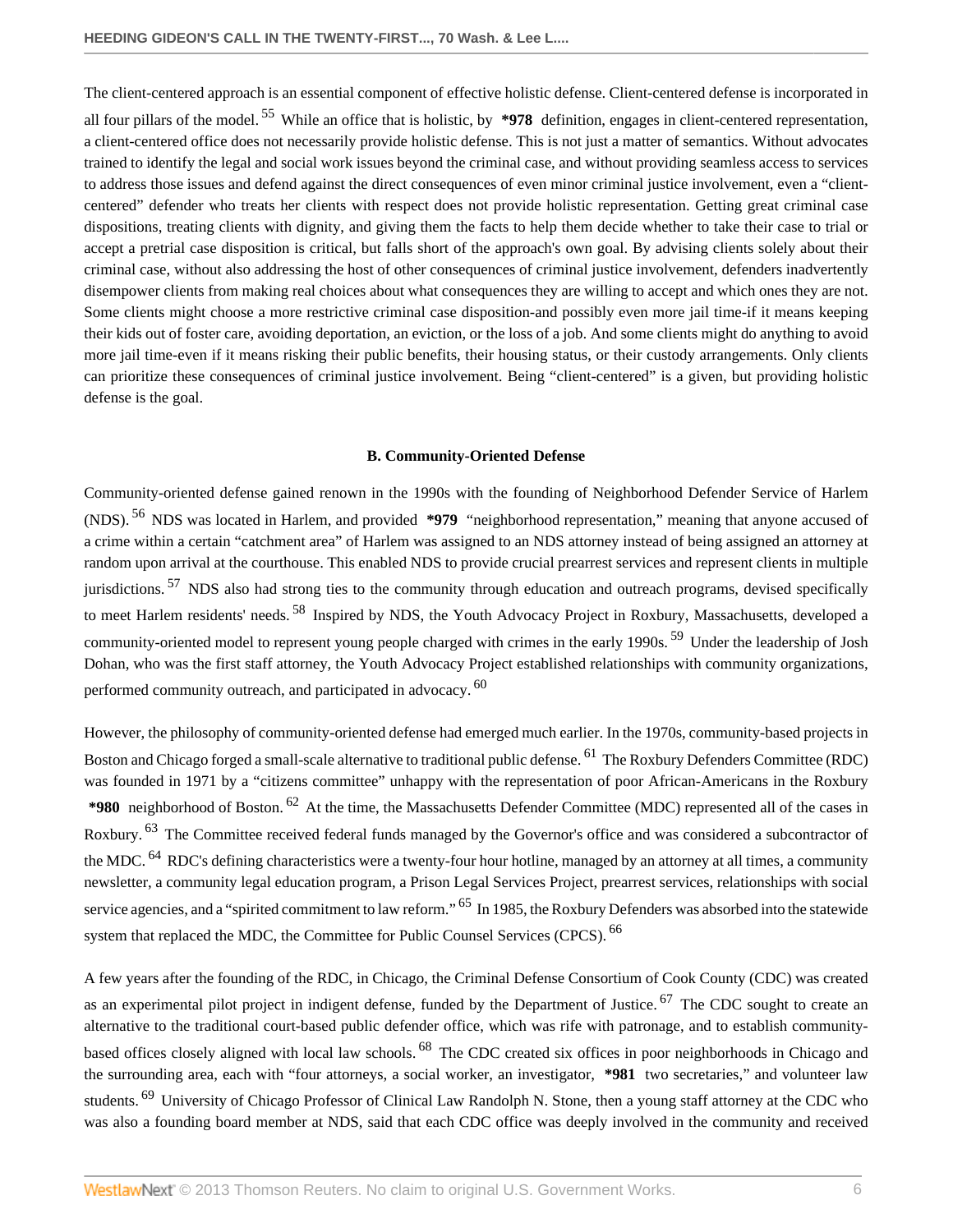The client-centered approach is an essential component of effective holistic defense. Client-centered defense is incorporated in all four pillars of the model. [55] While an office that is holistic, by **\*978** definition, engages in client-centered representation, a client-centered office does not necessarily provide holistic defense. This is not just a matter of semantics. Without advocates trained to identify the legal and social work issues beyond the criminal case, and without providing seamless access to services to address those issues and defend against the direct consequences of even minor criminal justice involvement, even a "client-centered" defender who treats her clients with respect does not provide holistic representation. Getting great criminal case dispositions, treating clients with dignity, and giving them the facts to help them decide whether to take their case to trial or accept a pretrial case disposition is critical, but falls short of the approach's own goal. By advising clients solely about their criminal case, without also addressing the host of other consequences of criminal justice involvement, defenders inadvertently disempower clients from making real choices about what consequences they are willing to accept and which ones they are not. Some clients might choose a more restrictive criminal case disposition-and possibly even more jail time-if it means keeping their kids out of foster care, avoiding deportation, an eviction, or the loss of a job. And some clients might do anything to avoid more jail time-even if it means risking their public benefits, their housing status, or their custody arrangements. Only clients can prioritize these consequences of criminal justice involvement. Being "client-centered" is a given, but providing holistic defense is the goal.

### B. Community-Oriented Defense

Community-oriented defense gained renown in the 1990s with the founding of Neighborhood Defender Service of Harlem (NDS). [56] NDS was located in Harlem, and provided **\*979** "neighborhood representation," meaning that anyone accused of a crime within a certain "catchment area" of Harlem was assigned to an NDS attorney instead of being assigned an attorney at random upon arrival at the courthouse. This enabled NDS to provide crucial prearrest services and represent clients in multiple jurisdictions. [57] NDS also had strong ties to the community through education and outreach programs, devised specifically to meet Harlem residents' needs. [58] Inspired by NDS, the Youth Advocacy Project in Roxbury, Massachusetts, developed a community-oriented model to represent young people charged with crimes in the early 1990s. [59] Under the leadership of Josh Dohan, who was the first staff attorney, the Youth Advocacy Project established relationships with community organizations, performed community outreach, and participated in advocacy. [60]

However, the philosophy of community-oriented defense had emerged much earlier. In the 1970s, community-based projects in Boston and Chicago forged a small-scale alternative to traditional public defense. [61] The Roxbury Defenders Committee (RDC) was founded in 1971 by a "citizens committee" unhappy with the representation of poor African-Americans in the Roxbury **\*980** neighborhood of Boston. [62] At the time, the Massachusetts Defender Committee (MDC) represented all of the cases in Roxbury. [63] The Committee received federal funds managed by the Governor's office and was considered a subcontractor of the MDC. [64] RDC's defining characteristics were a twenty-four hour hotline, managed by an attorney at all times, a community newsletter, a community legal education program, a Prison Legal Services Project, prearrest services, relationships with social service agencies, and a "spirited commitment to law reform." [65] In 1985, the Roxbury Defenders was absorbed into the statewide system that replaced the MDC, the Committee for Public Counsel Services (CPCS). [66]

A few years after the founding of the RDC, in Chicago, the Criminal Defense Consortium of Cook County (CDC) was created as an experimental pilot project in indigent defense, funded by the Department of Justice. [67] The CDC sought to create an alternative to the traditional court-based public defender office, which was rife with patronage, and to establish community-based offices closely aligned with local law schools. [68] The CDC created six offices in poor neighborhoods in Chicago and the surrounding area, each with "four attorneys, a social worker, an investigator, **\*981** two secretaries," and volunteer law students. [69] University of Chicago Professor of Clinical Law Randolph N. Stone, then a young staff attorney at the CDC who was also a founding board member at NDS, said that each CDC office was deeply involved in the community and received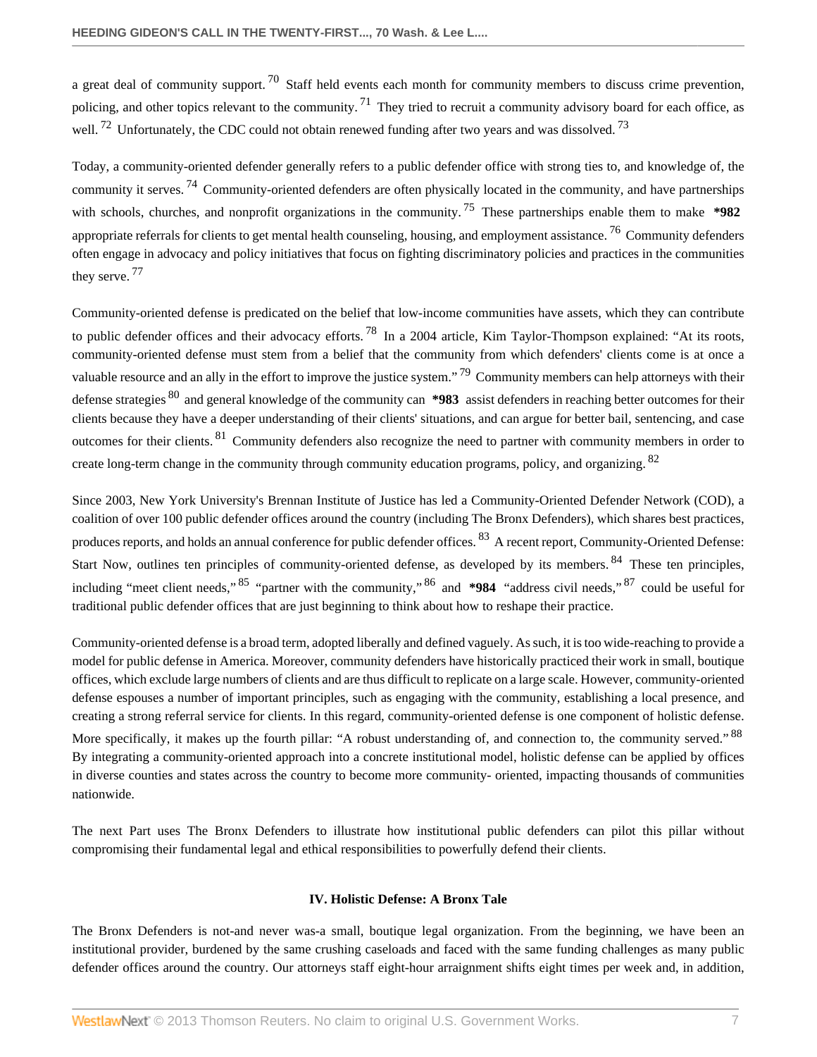a great deal of community support.[70] Staff held events each month for community members to discuss crime prevention, policing, and other topics relevant to the community.[71] They tried to recruit a community advisory board for each office, as well.[72] Unfortunately, the CDC could not obtain renewed funding after two years and was dissolved.[73]

Today, a community-oriented defender generally refers to a public defender office with strong ties to, and knowledge of, the community it serves.[74] Community-oriented defenders are often physically located in the community, and have partnerships with schools, churches, and nonprofit organizations in the community.[75] These partnerships enable them to make **\*982** appropriate referrals for clients to get mental health counseling, housing, and employment assistance.[76] Community defenders often engage in advocacy and policy initiatives that focus on fighting discriminatory policies and practices in the communities they serve.[77]

Community-oriented defense is predicated on the belief that low-income communities have assets, which they can contribute to public defender offices and their advocacy efforts.[78] In a 2004 article, Kim Taylor-Thompson explained: "At its roots, community-oriented defense must stem from a belief that the community from which defenders' clients come is at once a valuable resource and an ally in the effort to improve the justice system."[79] Community members can help attorneys with their defense strategies[80] and general knowledge of the community can **\*983** assist defenders in reaching better outcomes for their clients because they have a deeper understanding of their clients' situations, and can argue for better bail, sentencing, and case outcomes for their clients.[81] Community defenders also recognize the need to partner with community members in order to create long-term change in the community through community education programs, policy, and organizing.[82]

Since 2003, New York University's Brennan Institute of Justice has led a Community-Oriented Defender Network (COD), a coalition of over 100 public defender offices around the country (including The Bronx Defenders), which shares best practices, produces reports, and holds an annual conference for public defender offices.[83] A recent report, Community-Oriented Defense: Start Now, outlines ten principles of community-oriented defense, as developed by its members.[84] These ten principles, including "meet client needs,"[85] "partner with the community,"[86] and **\*984** "address civil needs,"[87] could be useful for traditional public defender offices that are just beginning to think about how to reshape their practice.

Community-oriented defense is a broad term, adopted liberally and defined vaguely. As such, it is too wide-reaching to provide a model for public defense in America. Moreover, community defenders have historically practiced their work in small, boutique offices, which exclude large numbers of clients and are thus difficult to replicate on a large scale. However, community-oriented defense espouses a number of important principles, such as engaging with the community, establishing a local presence, and creating a strong referral service for clients. In this regard, community-oriented defense is one component of holistic defense. More specifically, it makes up the fourth pillar: "A robust understanding of, and connection to, the community served."[88] By integrating a community-oriented approach into a concrete institutional model, holistic defense can be applied by offices in diverse counties and states across the country to become more community- oriented, impacting thousands of communities nationwide.

The next Part uses The Bronx Defenders to illustrate how institutional public defenders can pilot this pillar without compromising their fundamental legal and ethical responsibilities to powerfully defend their clients.

## IV. Holistic Defense: A Bronx Tale

The Bronx Defenders is not-and never was-a small, boutique legal organization. From the beginning, we have been an institutional provider, burdened by the same crushing caseloads and faced with the same funding challenges as many public defender offices around the country. Our attorneys staff eight-hour arraignment shifts eight times per week and, in addition,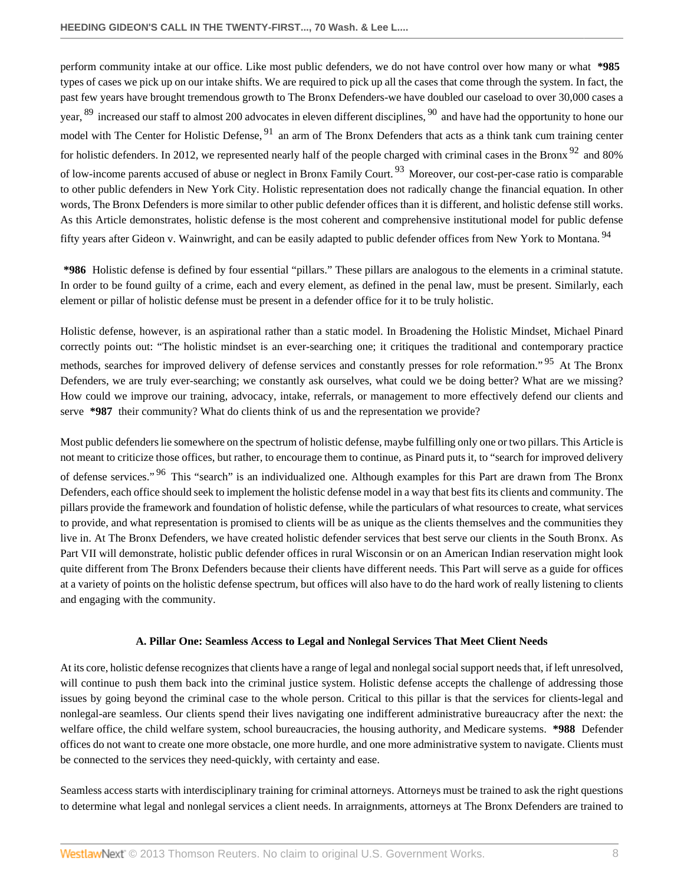perform community intake at our office. Like most public defenders, we do not have control over how many or what **\*985** types of cases we pick up on our intake shifts. We are required to pick up all the cases that come through the system. In fact, the past few years have brought tremendous growth to The Bronx Defenders-we have doubled our caseload to over 30,000 cases a year, [89] increased our staff to almost 200 advocates in eleven different disciplines, [90] and have had the opportunity to hone our model with The Center for Holistic Defense, [91] an arm of The Bronx Defenders that acts as a think tank cum training center for holistic defenders. In 2012, we represented nearly half of the people charged with criminal cases in the Bronx [92] and 80% of low-income parents accused of abuse or neglect in Bronx Family Court. [93] Moreover, our cost-per-case ratio is comparable to other public defenders in New York City. Holistic representation does not radically change the financial equation. In other words, The Bronx Defenders is more similar to other public defender offices than it is different, and holistic defense still works. As this Article demonstrates, holistic defense is the most coherent and comprehensive institutional model for public defense fifty years after Gideon v. Wainwright, and can be easily adapted to public defender offices from New York to Montana. [94]

**\*986** Holistic defense is defined by four essential "pillars." These pillars are analogous to the elements in a criminal statute. In order to be found guilty of a crime, each and every element, as defined in the penal law, must be present. Similarly, each element or pillar of holistic defense must be present in a defender office for it to be truly holistic.

Holistic defense, however, is an aspirational rather than a static model. In Broadening the Holistic Mindset, Michael Pinard correctly points out: "The holistic mindset is an ever-searching one; it critiques the traditional and contemporary practice methods, searches for improved delivery of defense services and constantly presses for role reformation." [95] At The Bronx Defenders, we are truly ever-searching; we constantly ask ourselves, what could we be doing better? What are we missing? How could we improve our training, advocacy, intake, referrals, or management to more effectively defend our clients and serve **\*987** their community? What do clients think of us and the representation we provide?

Most public defenders lie somewhere on the spectrum of holistic defense, maybe fulfilling only one or two pillars. This Article is not meant to criticize those offices, but rather, to encourage them to continue, as Pinard puts it, to "search for improved delivery of defense services." [96] This "search" is an individualized one. Although examples for this Part are drawn from The Bronx Defenders, each office should seek to implement the holistic defense model in a way that best fits its clients and community. The pillars provide the framework and foundation of holistic defense, while the particulars of what resources to create, what services to provide, and what representation is promised to clients will be as unique as the clients themselves and the communities they live in. At The Bronx Defenders, we have created holistic defender services that best serve our clients in the South Bronx. As Part VII will demonstrate, holistic public defender offices in rural Wisconsin or on an American Indian reservation might look quite different from The Bronx Defenders because their clients have different needs. This Part will serve as a guide for offices at a variety of points on the holistic defense spectrum, but offices will also have to do the hard work of really listening to clients and engaging with the community.

### A. Pillar One: Seamless Access to Legal and Nonlegal Services That Meet Client Needs

At its core, holistic defense recognizes that clients have a range of legal and nonlegal social support needs that, if left unresolved, will continue to push them back into the criminal justice system. Holistic defense accepts the challenge of addressing those issues by going beyond the criminal case to the whole person. Critical to this pillar is that the services for clients-legal and nonlegal-are seamless. Our clients spend their lives navigating one indifferent administrative bureaucracy after the next: the welfare office, the child welfare system, school bureaucracies, the housing authority, and Medicare systems. **\*988** Defender offices do not want to create one more obstacle, one more hurdle, and one more administrative system to navigate. Clients must be connected to the services they need-quickly, with certainty and ease.

Seamless access starts with interdisciplinary training for criminal attorneys. Attorneys must be trained to ask the right questions to determine what legal and nonlegal services a client needs. In arraignments, attorneys at The Bronx Defenders are trained to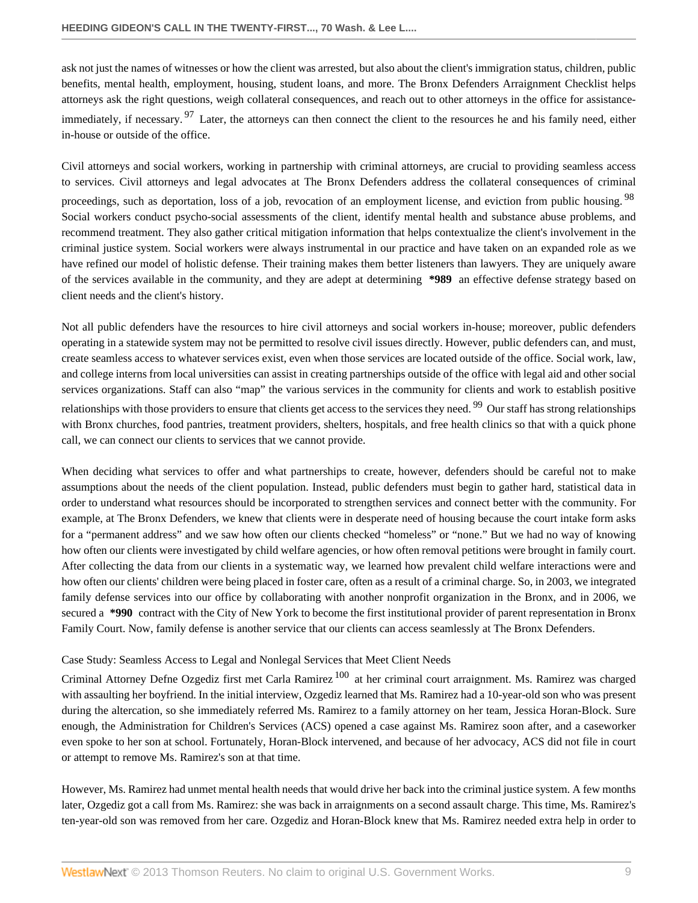ask not just the names of witnesses or how the client was arrested, but also about the client's immigration status, children, public benefits, mental health, employment, housing, student loans, and more. The Bronx Defenders Arraignment Checklist helps attorneys ask the right questions, weigh collateral consequences, and reach out to other attorneys in the office for assistance-immediately, if necessary. [97] Later, the attorneys can then connect the client to the resources he and his family need, either in-house or outside of the office.

Civil attorneys and social workers, working in partnership with criminal attorneys, are crucial to providing seamless access to services. Civil attorneys and legal advocates at The Bronx Defenders address the collateral consequences of criminal proceedings, such as deportation, loss of a job, revocation of an employment license, and eviction from public housing. [98] Social workers conduct psycho-social assessments of the client, identify mental health and substance abuse problems, and recommend treatment. They also gather critical mitigation information that helps contextualize the client's involvement in the criminal justice system. Social workers were always instrumental in our practice and have taken on an expanded role as we have refined our model of holistic defense. Their training makes them better listeners than lawyers. They are uniquely aware of the services available in the community, and they are adept at determining **\*989** an effective defense strategy based on client needs and the client's history.

Not all public defenders have the resources to hire civil attorneys and social workers in-house; moreover, public defenders operating in a statewide system may not be permitted to resolve civil issues directly. However, public defenders can, and must, create seamless access to whatever services exist, even when those services are located outside of the office. Social work, law, and college interns from local universities can assist in creating partnerships outside of the office with legal aid and other social services organizations. Staff can also "map" the various services in the community for clients and work to establish positive relationships with those providers to ensure that clients get access to the services they need. [99] Our staff has strong relationships with Bronx churches, food pantries, treatment providers, shelters, hospitals, and free health clinics so that with a quick phone call, we can connect our clients to services that we cannot provide.

When deciding what services to offer and what partnerships to create, however, defenders should be careful not to make assumptions about the needs of the client population. Instead, public defenders must begin to gather hard, statistical data in order to understand what resources should be incorporated to strengthen services and connect better with the community. For example, at The Bronx Defenders, we knew that clients were in desperate need of housing because the court intake form asks for a "permanent address" and we saw how often our clients checked "homeless" or "none." But we had no way of knowing how often our clients were investigated by child welfare agencies, or how often removal petitions were brought in family court. After collecting the data from our clients in a systematic way, we learned how prevalent child welfare interactions were and how often our clients' children were being placed in foster care, often as a result of a criminal charge. So, in 2003, we integrated family defense services into our office by collaborating with another nonprofit organization in the Bronx, and in 2006, we secured a **\*990** contract with the City of New York to become the first institutional provider of parent representation in Bronx Family Court. Now, family defense is another service that our clients can access seamlessly at The Bronx Defenders.

Case Study: Seamless Access to Legal and Nonlegal Services that Meet Client Needs

Criminal Attorney Defne Ozgediz first met Carla Ramirez [100] at her criminal court arraignment. Ms. Ramirez was charged with assaulting her boyfriend. In the initial interview, Ozgediz learned that Ms. Ramirez had a 10-year-old son who was present during the altercation, so she immediately referred Ms. Ramirez to a family attorney on her team, Jessica Horan-Block. Sure enough, the Administration for Children's Services (ACS) opened a case against Ms. Ramirez soon after, and a caseworker even spoke to her son at school. Fortunately, Horan-Block intervened, and because of her advocacy, ACS did not file in court or attempt to remove Ms. Ramirez's son at that time.

However, Ms. Ramirez had unmet mental health needs that would drive her back into the criminal justice system. A few months later, Ozgediz got a call from Ms. Ramirez: she was back in arraignments on a second assault charge. This time, Ms. Ramirez's ten-year-old son was removed from her care. Ozgediz and Horan-Block knew that Ms. Ramirez needed extra help in order to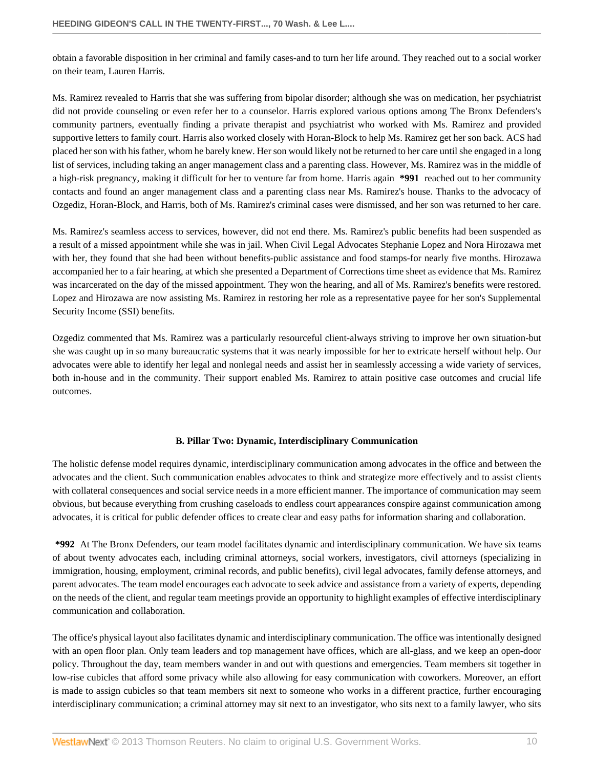obtain a favorable disposition in her criminal and family cases-and to turn her life around. They reached out to a social worker on their team, Lauren Harris.

Ms. Ramirez revealed to Harris that she was suffering from bipolar disorder; although she was on medication, her psychiatrist did not provide counseling or even refer her to a counselor. Harris explored various options among The Bronx Defenders's community partners, eventually finding a private therapist and psychiatrist who worked with Ms. Ramirez and provided supportive letters to family court. Harris also worked closely with Horan-Block to help Ms. Ramirez get her son back. ACS had placed her son with his father, whom he barely knew. Her son would likely not be returned to her care until she engaged in a long list of services, including taking an anger management class and a parenting class. However, Ms. Ramirez was in the middle of a high-risk pregnancy, making it difficult for her to venture far from home. Harris again **\*991** reached out to her community contacts and found an anger management class and a parenting class near Ms. Ramirez's house. Thanks to the advocacy of Ozgediz, Horan-Block, and Harris, both of Ms. Ramirez's criminal cases were dismissed, and her son was returned to her care.

Ms. Ramirez's seamless access to services, however, did not end there. Ms. Ramirez's public benefits had been suspended as a result of a missed appointment while she was in jail. When Civil Legal Advocates Stephanie Lopez and Nora Hirozawa met with her, they found that she had been without benefits-public assistance and food stamps-for nearly five months. Hirozawa accompanied her to a fair hearing, at which she presented a Department of Corrections time sheet as evidence that Ms. Ramirez was incarcerated on the day of the missed appointment. They won the hearing, and all of Ms. Ramirez's benefits were restored. Lopez and Hirozawa are now assisting Ms. Ramirez in restoring her role as a representative payee for her son's Supplemental Security Income (SSI) benefits.

Ozgediz commented that Ms. Ramirez was a particularly resourceful client-always striving to improve her own situation-but she was caught up in so many bureaucratic systems that it was nearly impossible for her to extricate herself without help. Our advocates were able to identify her legal and nonlegal needs and assist her in seamlessly accessing a wide variety of services, both in-house and in the community. Their support enabled Ms. Ramirez to attain positive case outcomes and crucial life outcomes.

### B. Pillar Two: Dynamic, Interdisciplinary Communication

The holistic defense model requires dynamic, interdisciplinary communication among advocates in the office and between the advocates and the client. Such communication enables advocates to think and strategize more effectively and to assist clients with collateral consequences and social service needs in a more efficient manner. The importance of communication may seem obvious, but because everything from crushing caseloads to endless court appearances conspire against communication among advocates, it is critical for public defender offices to create clear and easy paths for information sharing and collaboration.

**\*992** At The Bronx Defenders, our team model facilitates dynamic and interdisciplinary communication. We have six teams of about twenty advocates each, including criminal attorneys, social workers, investigators, civil attorneys (specializing in immigration, housing, employment, criminal records, and public benefits), civil legal advocates, family defense attorneys, and parent advocates. The team model encourages each advocate to seek advice and assistance from a variety of experts, depending on the needs of the client, and regular team meetings provide an opportunity to highlight examples of effective interdisciplinary communication and collaboration.

The office's physical layout also facilitates dynamic and interdisciplinary communication. The office was intentionally designed with an open floor plan. Only team leaders and top management have offices, which are all-glass, and we keep an open-door policy. Throughout the day, team members wander in and out with questions and emergencies. Team members sit together in low-rise cubicles that afford some privacy while also allowing for easy communication with coworkers. Moreover, an effort is made to assign cubicles so that team members sit next to someone who works in a different practice, further encouraging interdisciplinary communication; a criminal attorney may sit next to an investigator, who sits next to a family lawyer, who sits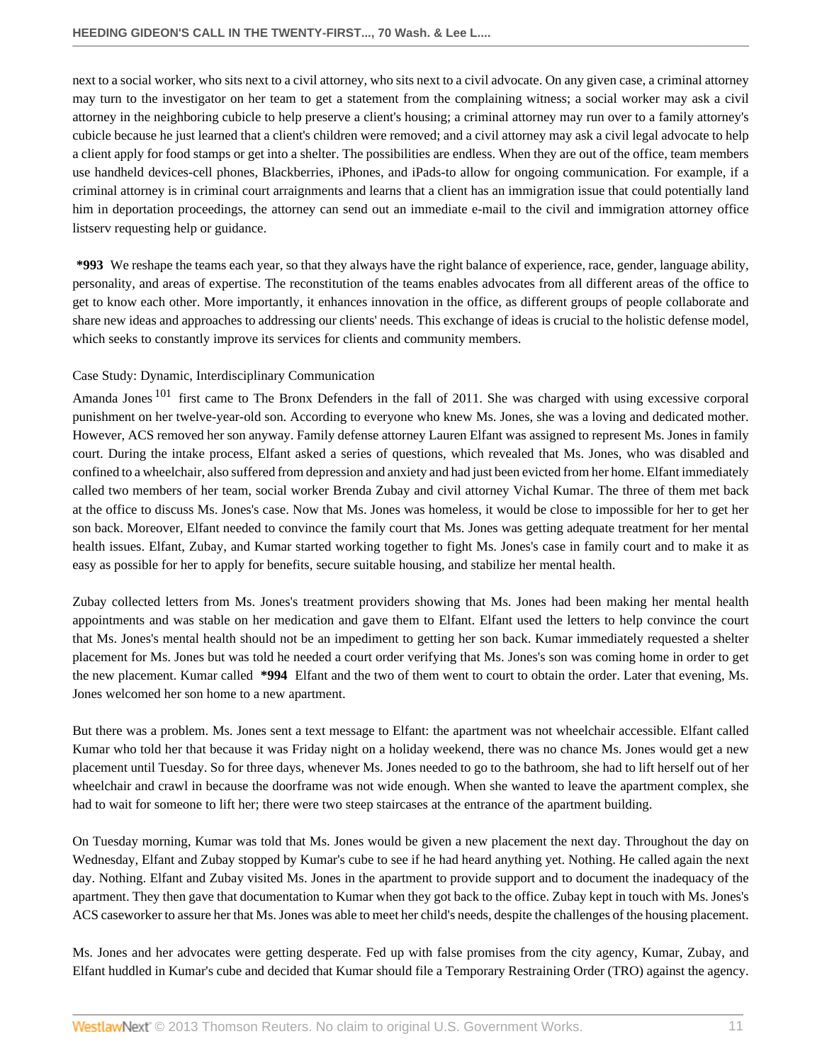next to a social worker, who sits next to a civil attorney, who sits next to a civil advocate. On any given case, a criminal attorney may turn to the investigator on her team to get a statement from the complaining witness; a social worker may ask a civil attorney in the neighboring cubicle to help preserve a client's housing; a criminal attorney may run over to a family attorney's cubicle because he just learned that a client's children were removed; and a civil attorney may ask a civil legal advocate to help a client apply for food stamps or get into a shelter. The possibilities are endless. When they are out of the office, team members use handheld devices-cell phones, Blackberries, iPhones, and iPads-to allow for ongoing communication. For example, if a criminal attorney is in criminal court arraignments and learns that a client has an immigration issue that could potentially land him in deportation proceedings, the attorney can send out an immediate e-mail to the civil and immigration attorney office listserv requesting help or guidance.

**\*993** We reshape the teams each year, so that they always have the right balance of experience, race, gender, language ability, personality, and areas of expertise. The reconstitution of the teams enables advocates from all different areas of the office to get to know each other. More importantly, it enhances innovation in the office, as different groups of people collaborate and share new ideas and approaches to addressing our clients' needs. This exchange of ideas is crucial to the holistic defense model, which seeks to constantly improve its services for clients and community members.

Case Study: Dynamic, Interdisciplinary Communication

Amanda Jones [101] first came to The Bronx Defenders in the fall of 2011. She was charged with using excessive corporal punishment on her twelve-year-old son. According to everyone who knew Ms. Jones, she was a loving and dedicated mother. However, ACS removed her son anyway. Family defense attorney Lauren Elfant was assigned to represent Ms. Jones in family court. During the intake process, Elfant asked a series of questions, which revealed that Ms. Jones, who was disabled and confined to a wheelchair, also suffered from depression and anxiety and had just been evicted from her home. Elfant immediately called two members of her team, social worker Brenda Zubay and civil attorney Vichal Kumar. The three of them met back at the office to discuss Ms. Jones's case. Now that Ms. Jones was homeless, it would be close to impossible for her to get her son back. Moreover, Elfant needed to convince the family court that Ms. Jones was getting adequate treatment for her mental health issues. Elfant, Zubay, and Kumar started working together to fight Ms. Jones's case in family court and to make it as easy as possible for her to apply for benefits, secure suitable housing, and stabilize her mental health.

Zubay collected letters from Ms. Jones's treatment providers showing that Ms. Jones had been making her mental health appointments and was stable on her medication and gave them to Elfant. Elfant used the letters to help convince the court that Ms. Jones's mental health should not be an impediment to getting her son back. Kumar immediately requested a shelter placement for Ms. Jones but was told he needed a court order verifying that Ms. Jones's son was coming home in order to get the new placement. Kumar called **\*994** Elfant and the two of them went to court to obtain the order. Later that evening, Ms. Jones welcomed her son home to a new apartment.

But there was a problem. Ms. Jones sent a text message to Elfant: the apartment was not wheelchair accessible. Elfant called Kumar who told her that because it was Friday night on a holiday weekend, there was no chance Ms. Jones would get a new placement until Tuesday. So for three days, whenever Ms. Jones needed to go to the bathroom, she had to lift herself out of her wheelchair and crawl in because the doorframe was not wide enough. When she wanted to leave the apartment complex, she had to wait for someone to lift her; there were two steep staircases at the entrance of the apartment building.

On Tuesday morning, Kumar was told that Ms. Jones would be given a new placement the next day. Throughout the day on Wednesday, Elfant and Zubay stopped by Kumar's cube to see if he had heard anything yet. Nothing. He called again the next day. Nothing. Elfant and Zubay visited Ms. Jones in the apartment to provide support and to document the inadequacy of the apartment. They then gave that documentation to Kumar when they got back to the office. Zubay kept in touch with Ms. Jones's ACS caseworker to assure her that Ms. Jones was able to meet her child's needs, despite the challenges of the housing placement.

Ms. Jones and her advocates were getting desperate. Fed up with false promises from the city agency, Kumar, Zubay, and Elfant huddled in Kumar's cube and decided that Kumar should file a Temporary Restraining Order (TRO) against the agency.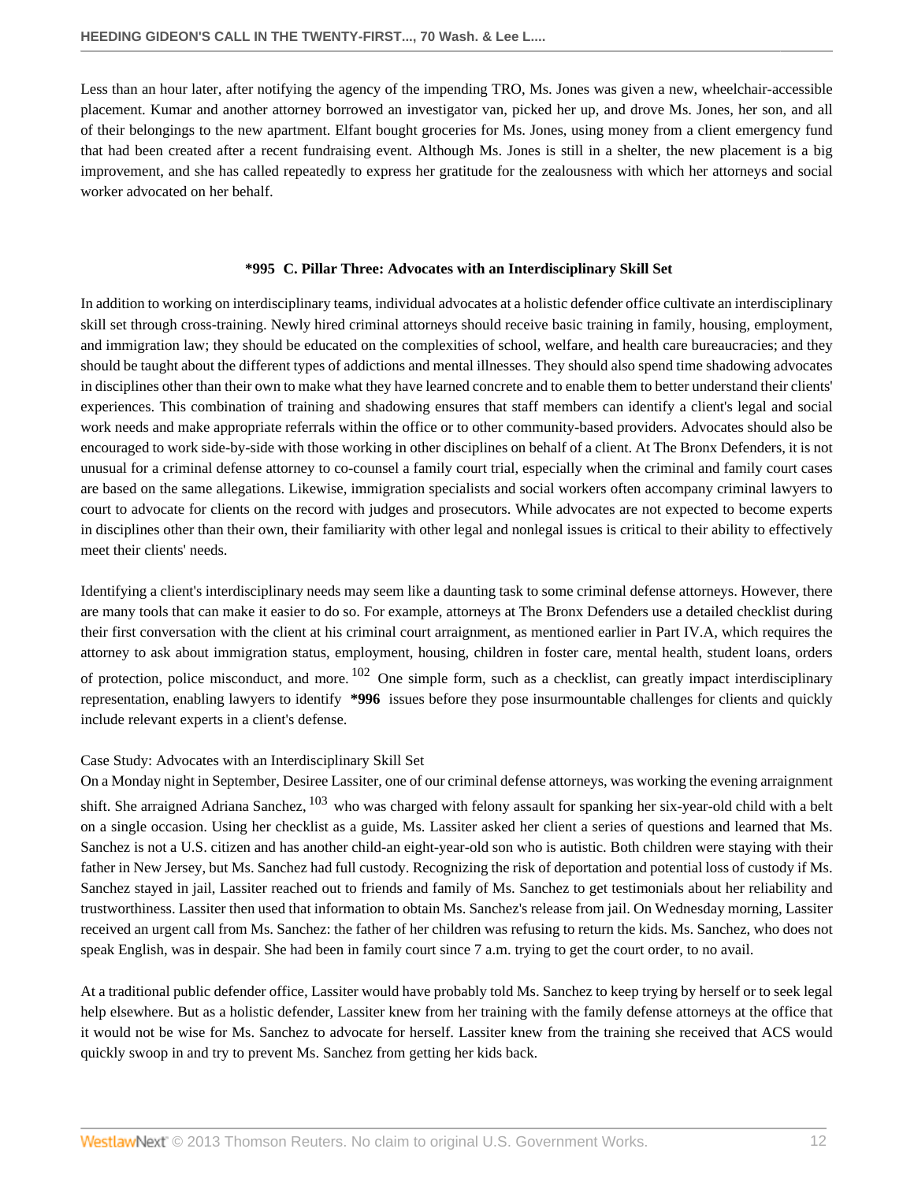Less than an hour later, after notifying the agency of the impending TRO, Ms. Jones was given a new, wheelchair-accessible placement. Kumar and another attorney borrowed an investigator van, picked her up, and drove Ms. Jones, her son, and all of their belongings to the new apartment. Elfant bought groceries for Ms. Jones, using money from a client emergency fund that had been created after a recent fundraising event. Although Ms. Jones is still in a shelter, the new placement is a big improvement, and she has called repeatedly to express her gratitude for the zealousness with which her attorneys and social worker advocated on her behalf.

### *995 C. Pillar Three: Advocates with an Interdisciplinary Skill Set

In addition to working on interdisciplinary teams, individual advocates at a holistic defender office cultivate an interdisciplinary skill set through cross-training. Newly hired criminal attorneys should receive basic training in family, housing, employment, and immigration law; they should be educated on the complexities of school, welfare, and health care bureaucracies; and they should be taught about the different types of addictions and mental illnesses. They should also spend time shadowing advocates in disciplines other than their own to make what they have learned concrete and to enable them to better understand their clients' experiences. This combination of training and shadowing ensures that staff members can identify a client's legal and social work needs and make appropriate referrals within the office or to other community-based providers. Advocates should also be encouraged to work side-by-side with those working in other disciplines on behalf of a client. At The Bronx Defenders, it is not unusual for a criminal defense attorney to co-counsel a family court trial, especially when the criminal and family court cases are based on the same allegations. Likewise, immigration specialists and social workers often accompany criminal lawyers to court to advocate for clients on the record with judges and prosecutors. While advocates are not expected to become experts in disciplines other than their own, their familiarity with other legal and nonlegal issues is critical to their ability to effectively meet their clients' needs.

Identifying a client's interdisciplinary needs may seem like a daunting task to some criminal defense attorneys. However, there are many tools that can make it easier to do so. For example, attorneys at The Bronx Defenders use a detailed checklist during their first conversation with the client at his criminal court arraignment, as mentioned earlier in Part IV.A, which requires the attorney to ask about immigration status, employment, housing, children in foster care, mental health, student loans, orders of protection, police misconduct, and more.[102] One simple form, such as a checklist, can greatly impact interdisciplinary representation, enabling lawyers to identify **\*996** issues before they pose insurmountable challenges for clients and quickly include relevant experts in a client's defense.

Case Study: Advocates with an Interdisciplinary Skill Set

On a Monday night in September, Desiree Lassiter, one of our criminal defense attorneys, was working the evening arraignment shift. She arraigned Adriana Sanchez,[103] who was charged with felony assault for spanking her six-year-old child with a belt on a single occasion. Using her checklist as a guide, Ms. Lassiter asked her client a series of questions and learned that Ms. Sanchez is not a U.S. citizen and has another child-an eight-year-old son who is autistic. Both children were staying with their father in New Jersey, but Ms. Sanchez had full custody. Recognizing the risk of deportation and potential loss of custody if Ms. Sanchez stayed in jail, Lassiter reached out to friends and family of Ms. Sanchez to get testimonials about her reliability and trustworthiness. Lassiter then used that information to obtain Ms. Sanchez's release from jail. On Wednesday morning, Lassiter received an urgent call from Ms. Sanchez: the father of her children was refusing to return the kids. Ms. Sanchez, who does not speak English, was in despair. She had been in family court since 7 a.m. trying to get the court order, to no avail.

At a traditional public defender office, Lassiter would have probably told Ms. Sanchez to keep trying by herself or to seek legal help elsewhere. But as a holistic defender, Lassiter knew from her training with the family defense attorneys at the office that it would not be wise for Ms. Sanchez to advocate for herself. Lassiter knew from the training she received that ACS would quickly swoop in and try to prevent Ms. Sanchez from getting her kids back.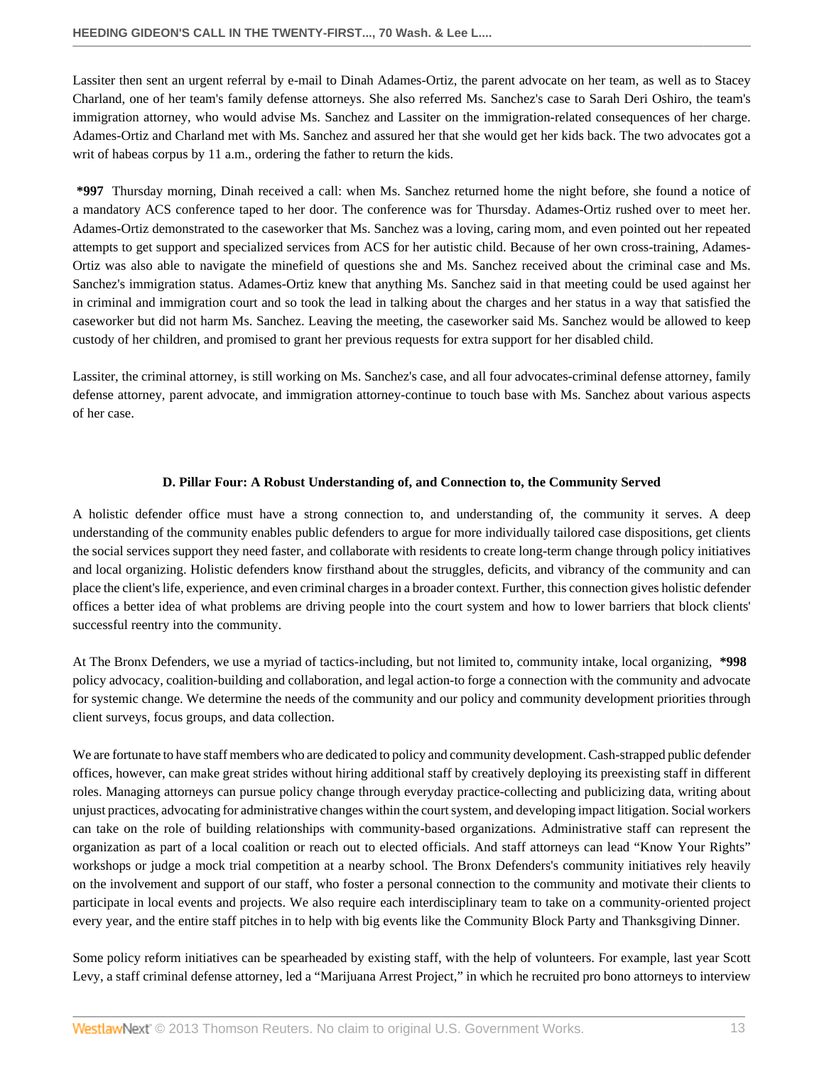Lassiter then sent an urgent referral by e-mail to Dinah Adames-Ortiz, the parent advocate on her team, as well as to Stacey Charland, one of her team's family defense attorneys. She also referred Ms. Sanchez's case to Sarah Deri Oshiro, the team's immigration attorney, who would advise Ms. Sanchez and Lassiter on the immigration-related consequences of her charge. Adames-Ortiz and Charland met with Ms. Sanchez and assured her that she would get her kids back. The two advocates got a writ of habeas corpus by 11 a.m., ordering the father to return the kids.

**\*997** Thursday morning, Dinah received a call: when Ms. Sanchez returned home the night before, she found a notice of a mandatory ACS conference taped to her door. The conference was for Thursday. Adames-Ortiz rushed over to meet her. Adames-Ortiz demonstrated to the caseworker that Ms. Sanchez was a loving, caring mom, and even pointed out her repeated attempts to get support and specialized services from ACS for her autistic child. Because of her own cross-training, Adames-Ortiz was also able to navigate the minefield of questions she and Ms. Sanchez received about the criminal case and Ms. Sanchez's immigration status. Adames-Ortiz knew that anything Ms. Sanchez said in that meeting could be used against her in criminal and immigration court and so took the lead in talking about the charges and her status in a way that satisfied the caseworker but did not harm Ms. Sanchez. Leaving the meeting, the caseworker said Ms. Sanchez would be allowed to keep custody of her children, and promised to grant her previous requests for extra support for her disabled child.

Lassiter, the criminal attorney, is still working on Ms. Sanchez's case, and all four advocates-criminal defense attorney, family defense attorney, parent advocate, and immigration attorney-continue to touch base with Ms. Sanchez about various aspects of her case.

### D. Pillar Four: A Robust Understanding of, and Connection to, the Community Served

A holistic defender office must have a strong connection to, and understanding of, the community it serves. A deep understanding of the community enables public defenders to argue for more individually tailored case dispositions, get clients the social services support they need faster, and collaborate with residents to create long-term change through policy initiatives and local organizing. Holistic defenders know firsthand about the struggles, deficits, and vibrancy of the community and can place the client's life, experience, and even criminal charges in a broader context. Further, this connection gives holistic defender offices a better idea of what problems are driving people into the court system and how to lower barriers that block clients' successful reentry into the community.

At The Bronx Defenders, we use a myriad of tactics-including, but not limited to, community intake, local organizing, **\*998** policy advocacy, coalition-building and collaboration, and legal action-to forge a connection with the community and advocate for systemic change. We determine the needs of the community and our policy and community development priorities through client surveys, focus groups, and data collection.

We are fortunate to have staff members who are dedicated to policy and community development. Cash-strapped public defender offices, however, can make great strides without hiring additional staff by creatively deploying its preexisting staff in different roles. Managing attorneys can pursue policy change through everyday practice-collecting and publicizing data, writing about unjust practices, advocating for administrative changes within the court system, and developing impact litigation. Social workers can take on the role of building relationships with community-based organizations. Administrative staff can represent the organization as part of a local coalition or reach out to elected officials. And staff attorneys can lead "Know Your Rights" workshops or judge a mock trial competition at a nearby school. The Bronx Defenders's community initiatives rely heavily on the involvement and support of our staff, who foster a personal connection to the community and motivate their clients to participate in local events and projects. We also require each interdisciplinary team to take on a community-oriented project every year, and the entire staff pitches in to help with big events like the Community Block Party and Thanksgiving Dinner.

Some policy reform initiatives can be spearheaded by existing staff, with the help of volunteers. For example, last year Scott Levy, a staff criminal defense attorney, led a "Marijuana Arrest Project," in which he recruited pro bono attorneys to interview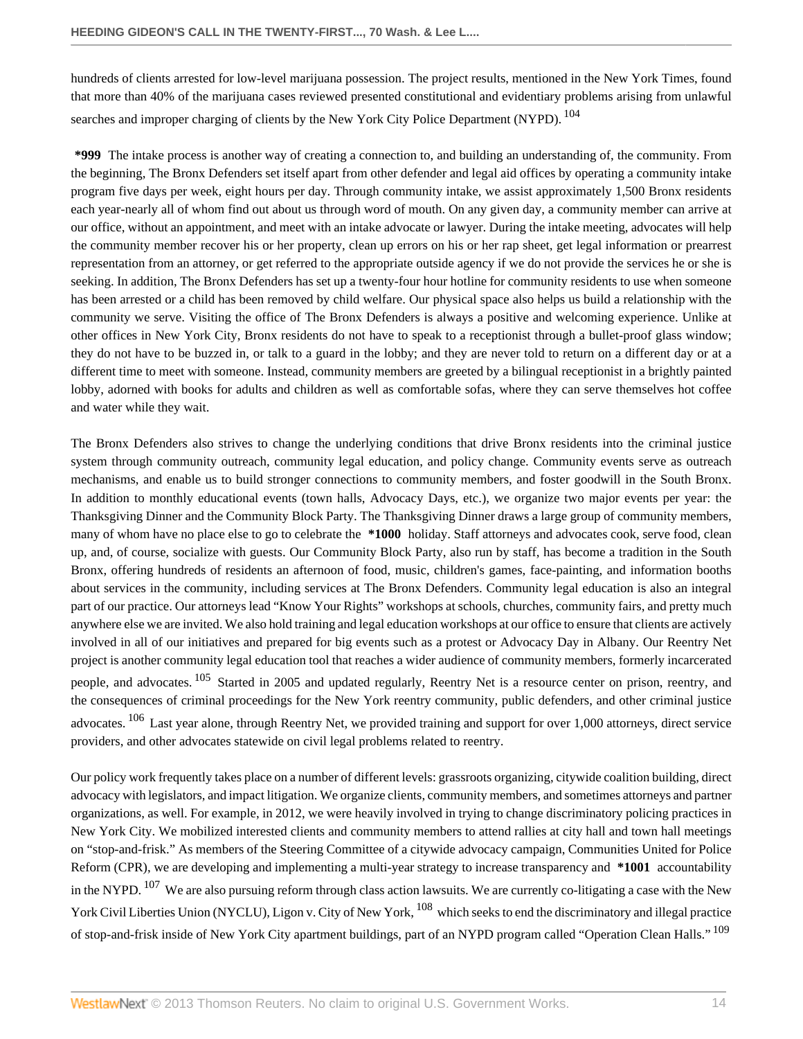hundreds of clients arrested for low-level marijuana possession. The project results, mentioned in the New York Times, found that more than 40% of the marijuana cases reviewed presented constitutional and evidentiary problems arising from unlawful searches and improper charging of clients by the New York City Police Department (NYPD). [104]

**\*999** The intake process is another way of creating a connection to, and building an understanding of, the community. From the beginning, The Bronx Defenders set itself apart from other defender and legal aid offices by operating a community intake program five days per week, eight hours per day. Through community intake, we assist approximately 1,500 Bronx residents each year-nearly all of whom find out about us through word of mouth. On any given day, a community member can arrive at our office, without an appointment, and meet with an intake advocate or lawyer. During the intake meeting, advocates will help the community member recover his or her property, clean up errors on his or her rap sheet, get legal information or prearrest representation from an attorney, or get referred to the appropriate outside agency if we do not provide the services he or she is seeking. In addition, The Bronx Defenders has set up a twenty-four hour hotline for community residents to use when someone has been arrested or a child has been removed by child welfare. Our physical space also helps us build a relationship with the community we serve. Visiting the office of The Bronx Defenders is always a positive and welcoming experience. Unlike at other offices in New York City, Bronx residents do not have to speak to a receptionist through a bullet-proof glass window; they do not have to be buzzed in, or talk to a guard in the lobby; and they are never told to return on a different day or at a different time to meet with someone. Instead, community members are greeted by a bilingual receptionist in a brightly painted lobby, adorned with books for adults and children as well as comfortable sofas, where they can serve themselves hot coffee and water while they wait.

The Bronx Defenders also strives to change the underlying conditions that drive Bronx residents into the criminal justice system through community outreach, community legal education, and policy change. Community events serve as outreach mechanisms, and enable us to build stronger connections to community members, and foster goodwill in the South Bronx. In addition to monthly educational events (town halls, Advocacy Days, etc.), we organize two major events per year: the Thanksgiving Dinner and the Community Block Party. The Thanksgiving Dinner draws a large group of community members, many of whom have no place else to go to celebrate the **\*1000** holiday. Staff attorneys and advocates cook, serve food, clean up, and, of course, socialize with guests. Our Community Block Party, also run by staff, has become a tradition in the South Bronx, offering hundreds of residents an afternoon of food, music, children's games, face-painting, and information booths about services in the community, including services at The Bronx Defenders. Community legal education is also an integral part of our practice. Our attorneys lead "Know Your Rights" workshops at schools, churches, community fairs, and pretty much anywhere else we are invited. We also hold training and legal education workshops at our office to ensure that clients are actively involved in all of our initiatives and prepared for big events such as a protest or Advocacy Day in Albany. Our Reentry Net project is another community legal education tool that reaches a wider audience of community members, formerly incarcerated people, and advocates. [105] Started in 2005 and updated regularly, Reentry Net is a resource center on prison, reentry, and the consequences of criminal proceedings for the New York reentry community, public defenders, and other criminal justice advocates. [106] Last year alone, through Reentry Net, we provided training and support for over 1,000 attorneys, direct service providers, and other advocates statewide on civil legal problems related to reentry.

Our policy work frequently takes place on a number of different levels: grassroots organizing, citywide coalition building, direct advocacy with legislators, and impact litigation. We organize clients, community members, and sometimes attorneys and partner organizations, as well. For example, in 2012, we were heavily involved in trying to change discriminatory policing practices in New York City. We mobilized interested clients and community members to attend rallies at city hall and town hall meetings on "stop-and-frisk." As members of the Steering Committee of a citywide advocacy campaign, Communities United for Police Reform (CPR), we are developing and implementing a multi-year strategy to increase transparency and **\*1001** accountability in the NYPD. [107] We are also pursuing reform through class action lawsuits. We are currently co-litigating a case with the New York Civil Liberties Union (NYCLU), Ligon v. City of New York, [108] which seeks to end the discriminatory and illegal practice of stop-and-frisk inside of New York City apartment buildings, part of an NYPD program called "Operation Clean Halls." [109]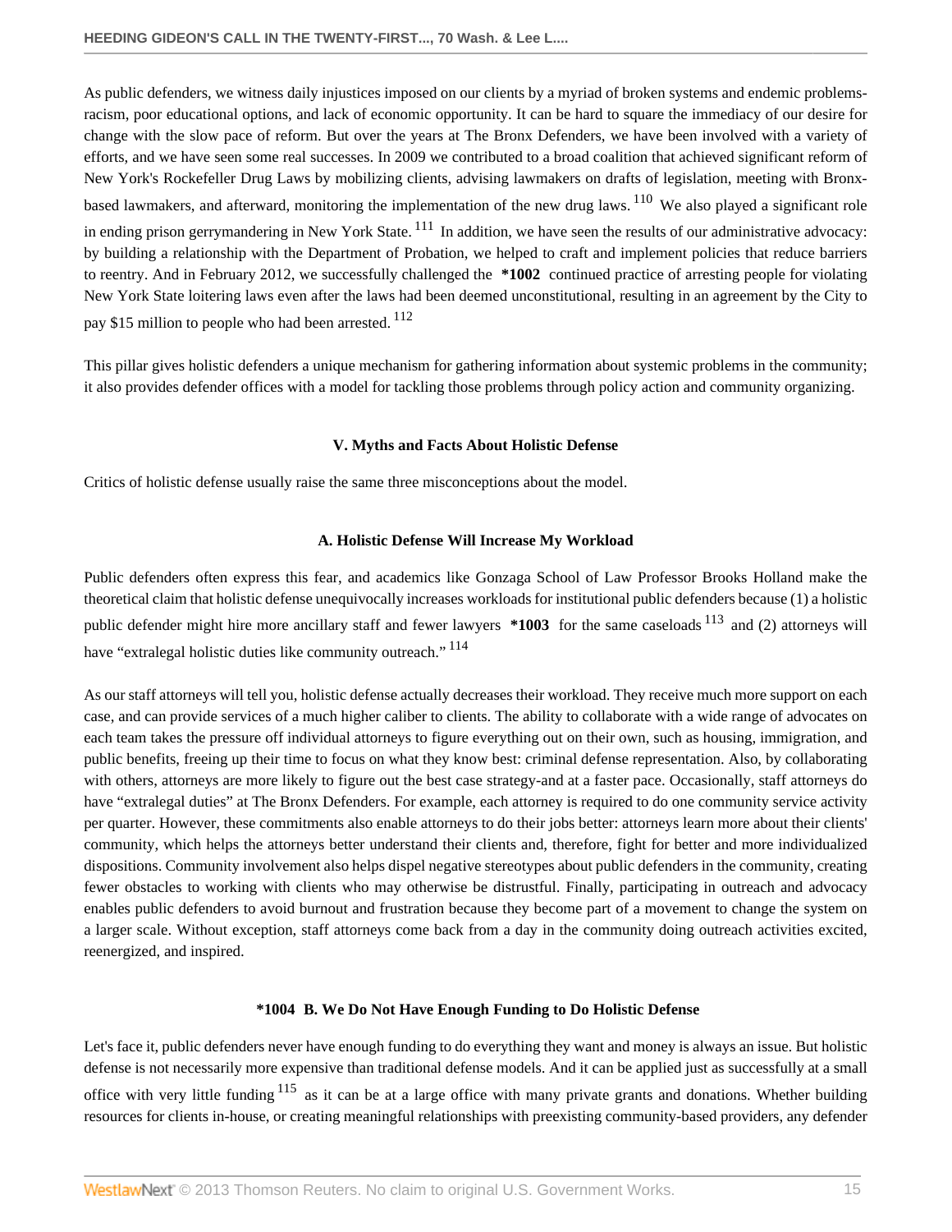As public defenders, we witness daily injustices imposed on our clients by a myriad of broken systems and endemic problems-racism, poor educational options, and lack of economic opportunity. It can be hard to square the immediacy of our desire for change with the slow pace of reform. But over the years at The Bronx Defenders, we have been involved with a variety of efforts, and we have seen some real successes. In 2009 we contributed to a broad coalition that achieved significant reform of New York's Rockefeller Drug Laws by mobilizing clients, advising lawmakers on drafts of legislation, meeting with Bronx-based lawmakers, and afterward, monitoring the implementation of the new drug laws. [110] We also played a significant role in ending prison gerrymandering in New York State. [111] In addition, we have seen the results of our administrative advocacy: by building a relationship with the Department of Probation, we helped to craft and implement policies that reduce barriers to reentry. And in February 2012, we successfully challenged the **\*1002** continued practice of arresting people for violating New York State loitering laws even after the laws had been deemed unconstitutional, resulting in an agreement by the City to pay $15 million to people who had been arrested. [112]

This pillar gives holistic defenders a unique mechanism for gathering information about systemic problems in the community; it also provides defender offices with a model for tackling those problems through policy action and community organizing.

### V. Myths and Facts About Holistic Defense

Critics of holistic defense usually raise the same three misconceptions about the model.

#### A. Holistic Defense Will Increase My Workload

Public defenders often express this fear, and academics like Gonzaga School of Law Professor Brooks Holland make the theoretical claim that holistic defense unequivocally increases workloads for institutional public defenders because (1) a holistic public defender might hire more ancillary staff and fewer lawyers **\*1003** for the same caseloads [113] and (2) attorneys will have "extralegal holistic duties like community outreach." [114]

As our staff attorneys will tell you, holistic defense actually decreases their workload. They receive much more support on each case, and can provide services of a much higher caliber to clients. The ability to collaborate with a wide range of advocates on each team takes the pressure off individual attorneys to figure everything out on their own, such as housing, immigration, and public benefits, freeing up their time to focus on what they know best: criminal defense representation. Also, by collaborating with others, attorneys are more likely to figure out the best case strategy-and at a faster pace. Occasionally, staff attorneys do have "extralegal duties" at The Bronx Defenders. For example, each attorney is required to do one community service activity per quarter. However, these commitments also enable attorneys to do their jobs better: attorneys learn more about their clients' community, which helps the attorneys better understand their clients and, therefore, fight for better and more individualized dispositions. Community involvement also helps dispel negative stereotypes about public defenders in the community, creating fewer obstacles to working with clients who may otherwise be distrustful. Finally, participating in outreach and advocacy enables public defenders to avoid burnout and frustration because they become part of a movement to change the system on a larger scale. Without exception, staff attorneys come back from a day in the community doing outreach activities excited, reenergized, and inspired.

#### \*1004 B. We Do Not Have Enough Funding to Do Holistic Defense

Let's face it, public defenders never have enough funding to do everything they want and money is always an issue. But holistic defense is not necessarily more expensive than traditional defense models. And it can be applied just as successfully at a small office with very little funding [115] as it can be at a large office with many private grants and donations. Whether building resources for clients in-house, or creating meaningful relationships with preexisting community-based providers, any defender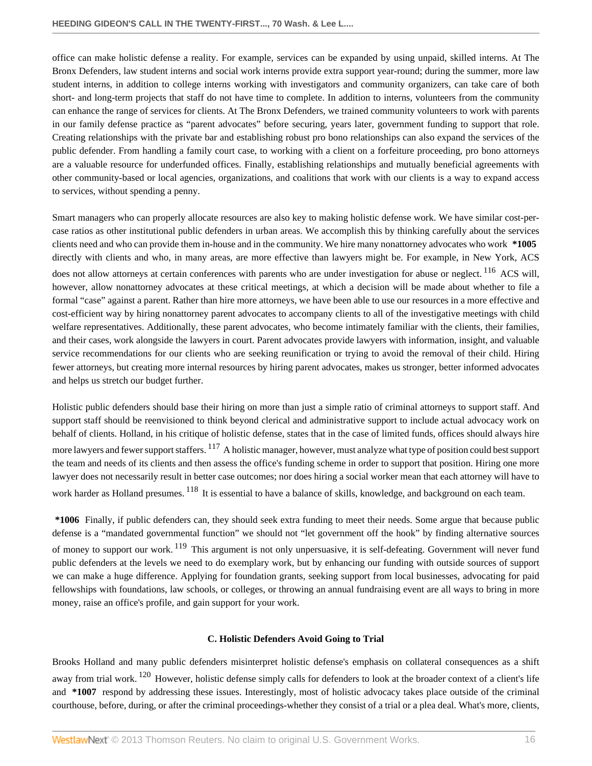office can make holistic defense a reality. For example, services can be expanded by using unpaid, skilled interns. At The Bronx Defenders, law student interns and social work interns provide extra support year-round; during the summer, more law student interns, in addition to college interns working with investigators and community organizers, can take care of both short- and long-term projects that staff do not have time to complete. In addition to interns, volunteers from the community can enhance the range of services for clients. At The Bronx Defenders, we trained community volunteers to work with parents in our family defense practice as "parent advocates" before securing, years later, government funding to support that role. Creating relationships with the private bar and establishing robust pro bono relationships can also expand the services of the public defender. From handling a family court case, to working with a client on a forfeiture proceeding, pro bono attorneys are a valuable resource for underfunded offices. Finally, establishing relationships and mutually beneficial agreements with other community-based or local agencies, organizations, and coalitions that work with our clients is a way to expand access to services, without spending a penny.

Smart managers who can properly allocate resources are also key to making holistic defense work. We have similar cost-per-case ratios as other institutional public defenders in urban areas. We accomplish this by thinking carefully about the services clients need and who can provide them in-house and in the community. We hire many nonattorney advocates who work **\*1005** directly with clients and who, in many areas, are more effective than lawyers might be. For example, in New York, ACS does not allow attorneys at certain conferences with parents who are under investigation for abuse or neglect. [116] ACS will, however, allow nonattorney advocates at these critical meetings, at which a decision will be made about whether to file a formal "case" against a parent. Rather than hire more attorneys, we have been able to use our resources in a more effective and cost-efficient way by hiring nonattorney parent advocates to accompany clients to all of the investigative meetings with child welfare representatives. Additionally, these parent advocates, who become intimately familiar with the clients, their families, and their cases, work alongside the lawyers in court. Parent advocates provide lawyers with information, insight, and valuable service recommendations for our clients who are seeking reunification or trying to avoid the removal of their child. Hiring fewer attorneys, but creating more internal resources by hiring parent advocates, makes us stronger, better informed advocates and helps us stretch our budget further.

Holistic public defenders should base their hiring on more than just a simple ratio of criminal attorneys to support staff. And support staff should be reenvisioned to think beyond clerical and administrative support to include actual advocacy work on behalf of clients. Holland, in his critique of holistic defense, states that in the case of limited funds, offices should always hire more lawyers and fewer support staffers. [117] A holistic manager, however, must analyze what type of position could best support the team and needs of its clients and then assess the office's funding scheme in order to support that position. Hiring one more lawyer does not necessarily result in better case outcomes; nor does hiring a social worker mean that each attorney will have to work harder as Holland presumes. [118] It is essential to have a balance of skills, knowledge, and background on each team.

**\*1006** Finally, if public defenders can, they should seek extra funding to meet their needs. Some argue that because public defense is a "mandated governmental function" we should not "let government off the hook" by finding alternative sources of money to support our work. [119] This argument is not only unpersuasive, it is self-defeating. Government will never fund public defenders at the levels we need to do exemplary work, but by enhancing our funding with outside sources of support we can make a huge difference. Applying for foundation grants, seeking support from local businesses, advocating for paid fellowships with foundations, law schools, or colleges, or throwing an annual fundraising event are all ways to bring in more money, raise an office's profile, and gain support for your work.

### C. Holistic Defenders Avoid Going to Trial

Brooks Holland and many public defenders misinterpret holistic defense's emphasis on collateral consequences as a shift away from trial work. [120] However, holistic defense simply calls for defenders to look at the broader context of a client's life and **\*1007** respond by addressing these issues. Interestingly, most of holistic advocacy takes place outside of the criminal courthouse, before, during, or after the criminal proceedings-whether they consist of a trial or a plea deal. What's more, clients,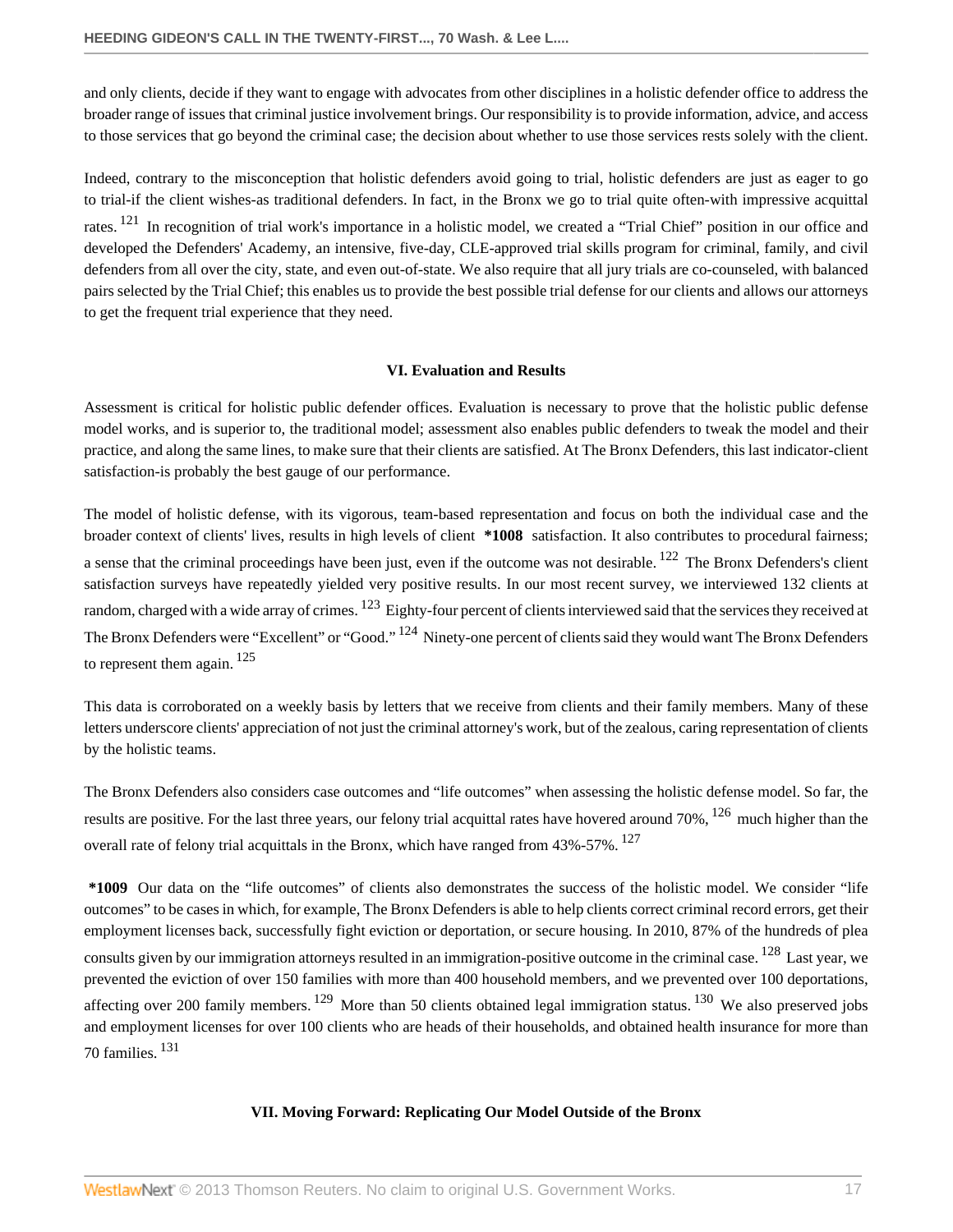and only clients, decide if they want to engage with advocates from other disciplines in a holistic defender office to address the broader range of issues that criminal justice involvement brings. Our responsibility is to provide information, advice, and access to those services that go beyond the criminal case; the decision about whether to use those services rests solely with the client.

Indeed, contrary to the misconception that holistic defenders avoid going to trial, holistic defenders are just as eager to go to trial-if the client wishes-as traditional defenders. In fact, in the Bronx we go to trial quite often-with impressive acquittal rates. [121] In recognition of trial work's importance in a holistic model, we created a "Trial Chief" position in our office and developed the Defenders' Academy, an intensive, five-day, CLE-approved trial skills program for criminal, family, and civil defenders from all over the city, state, and even out-of-state. We also require that all jury trials are co-counseled, with balanced pairs selected by the Trial Chief; this enables us to provide the best possible trial defense for our clients and allows our attorneys to get the frequent trial experience that they need.

## VI. Evaluation and Results

Assessment is critical for holistic public defender offices. Evaluation is necessary to prove that the holistic public defense model works, and is superior to, the traditional model; assessment also enables public defenders to tweak the model and their practice, and along the same lines, to make sure that their clients are satisfied. At The Bronx Defenders, this last indicator-client satisfaction-is probably the best gauge of our performance.

The model of holistic defense, with its vigorous, team-based representation and focus on both the individual case and the broader context of clients' lives, results in high levels of client **\*1008** satisfaction. It also contributes to procedural fairness; a sense that the criminal proceedings have been just, even if the outcome was not desirable. [122] The Bronx Defenders's client satisfaction surveys have repeatedly yielded very positive results. In our most recent survey, we interviewed 132 clients at random, charged with a wide array of crimes. [123] Eighty-four percent of clients interviewed said that the services they received at The Bronx Defenders were "Excellent" or "Good." [124] Ninety-one percent of clients said they would want The Bronx Defenders to represent them again. [125]

This data is corroborated on a weekly basis by letters that we receive from clients and their family members. Many of these letters underscore clients' appreciation of not just the criminal attorney's work, but of the zealous, caring representation of clients by the holistic teams.

The Bronx Defenders also considers case outcomes and "life outcomes" when assessing the holistic defense model. So far, the results are positive. For the last three years, our felony trial acquittal rates have hovered around 70%, [126] much higher than the overall rate of felony trial acquittals in the Bronx, which have ranged from 43%-57%. [127]

**\*1009** Our data on the "life outcomes" of clients also demonstrates the success of the holistic model. We consider "life outcomes" to be cases in which, for example, The Bronx Defenders is able to help clients correct criminal record errors, get their employment licenses back, successfully fight eviction or deportation, or secure housing. In 2010, 87% of the hundreds of plea consults given by our immigration attorneys resulted in an immigration-positive outcome in the criminal case. [128] Last year, we prevented the eviction of over 150 families with more than 400 household members, and we prevented over 100 deportations, affecting over 200 family members. [129] More than 50 clients obtained legal immigration status. [130] We also preserved jobs and employment licenses for over 100 clients who are heads of their households, and obtained health insurance for more than 70 families. [131]

## VII. Moving Forward: Replicating Our Model Outside of the Bronx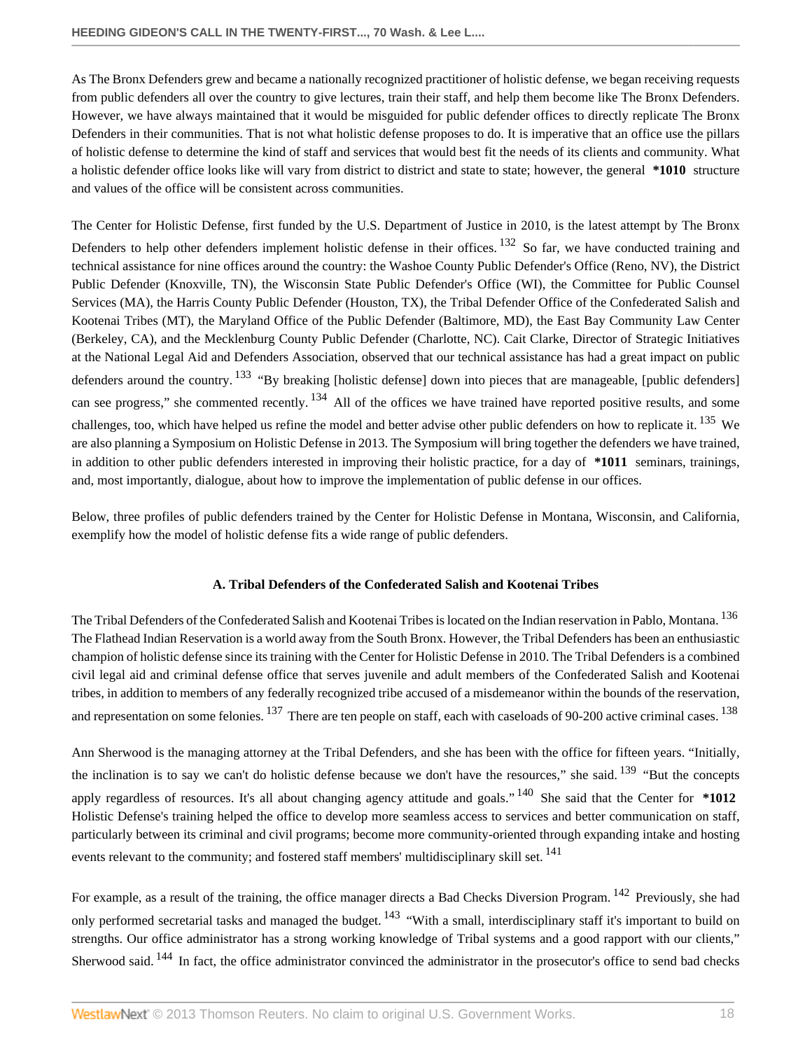As The Bronx Defenders grew and became a nationally recognized practitioner of holistic defense, we began receiving requests from public defenders all over the country to give lectures, train their staff, and help them become like The Bronx Defenders. However, we have always maintained that it would be misguided for public defender offices to directly replicate The Bronx Defenders in their communities. That is not what holistic defense proposes to do. It is imperative that an office use the pillars of holistic defense to determine the kind of staff and services that would best fit the needs of its clients and community. What a holistic defender office looks like will vary from district to district and state to state; however, the general **\*1010** structure and values of the office will be consistent across communities.

The Center for Holistic Defense, first funded by the U.S. Department of Justice in 2010, is the latest attempt by The Bronx Defenders to help other defenders implement holistic defense in their offices.[132] So far, we have conducted training and technical assistance for nine offices around the country: the Washoe County Public Defender's Office (Reno, NV), the District Public Defender (Knoxville, TN), the Wisconsin State Public Defender's Office (WI), the Committee for Public Counsel Services (MA), the Harris County Public Defender (Houston, TX), the Tribal Defender Office of the Confederated Salish and Kootenai Tribes (MT), the Maryland Office of the Public Defender (Baltimore, MD), the East Bay Community Law Center (Berkeley, CA), and the Mecklenburg County Public Defender (Charlotte, NC). Cait Clarke, Director of Strategic Initiatives at the National Legal Aid and Defenders Association, observed that our technical assistance has had a great impact on public defenders around the country.[133] "By breaking [holistic defense] down into pieces that are manageable, [public defenders] can see progress," she commented recently.[134] All of the offices we have trained have reported positive results, and some challenges, too, which have helped us refine the model and better advise other public defenders on how to replicate it.[135] We are also planning a Symposium on Holistic Defense in 2013. The Symposium will bring together the defenders we have trained, in addition to other public defenders interested in improving their holistic practice, for a day of **\*1011** seminars, trainings, and, most importantly, dialogue, about how to improve the implementation of public defense in our offices.

Below, three profiles of public defenders trained by the Center for Holistic Defense in Montana, Wisconsin, and California, exemplify how the model of holistic defense fits a wide range of public defenders.

### A. Tribal Defenders of the Confederated Salish and Kootenai Tribes

The Tribal Defenders of the Confederated Salish and Kootenai Tribes is located on the Indian reservation in Pablo, Montana.[136] The Flathead Indian Reservation is a world away from the South Bronx. However, the Tribal Defenders has been an enthusiastic champion of holistic defense since its training with the Center for Holistic Defense in 2010. The Tribal Defenders is a combined civil legal aid and criminal defense office that serves juvenile and adult members of the Confederated Salish and Kootenai tribes, in addition to members of any federally recognized tribe accused of a misdemeanor within the bounds of the reservation, and representation on some felonies.[137] There are ten people on staff, each with caseloads of 90-200 active criminal cases.[138]

Ann Sherwood is the managing attorney at the Tribal Defenders, and she has been with the office for fifteen years. "Initially, the inclination is to say we can't do holistic defense because we don't have the resources," she said.[139] "But the concepts apply regardless of resources. It's all about changing agency attitude and goals."[140] She said that the Center for **\*1012** Holistic Defense's training helped the office to develop more seamless access to services and better communication on staff, particularly between its criminal and civil programs; become more community-oriented through expanding intake and hosting events relevant to the community; and fostered staff members' multidisciplinary skill set.[141]

For example, as a result of the training, the office manager directs a Bad Checks Diversion Program.[142] Previously, she had only performed secretarial tasks and managed the budget.[143] "With a small, interdisciplinary staff it's important to build on strengths. Our office administrator has a strong working knowledge of Tribal systems and a good rapport with our clients," Sherwood said.[144] In fact, the office administrator convinced the administrator in the prosecutor's office to send bad checks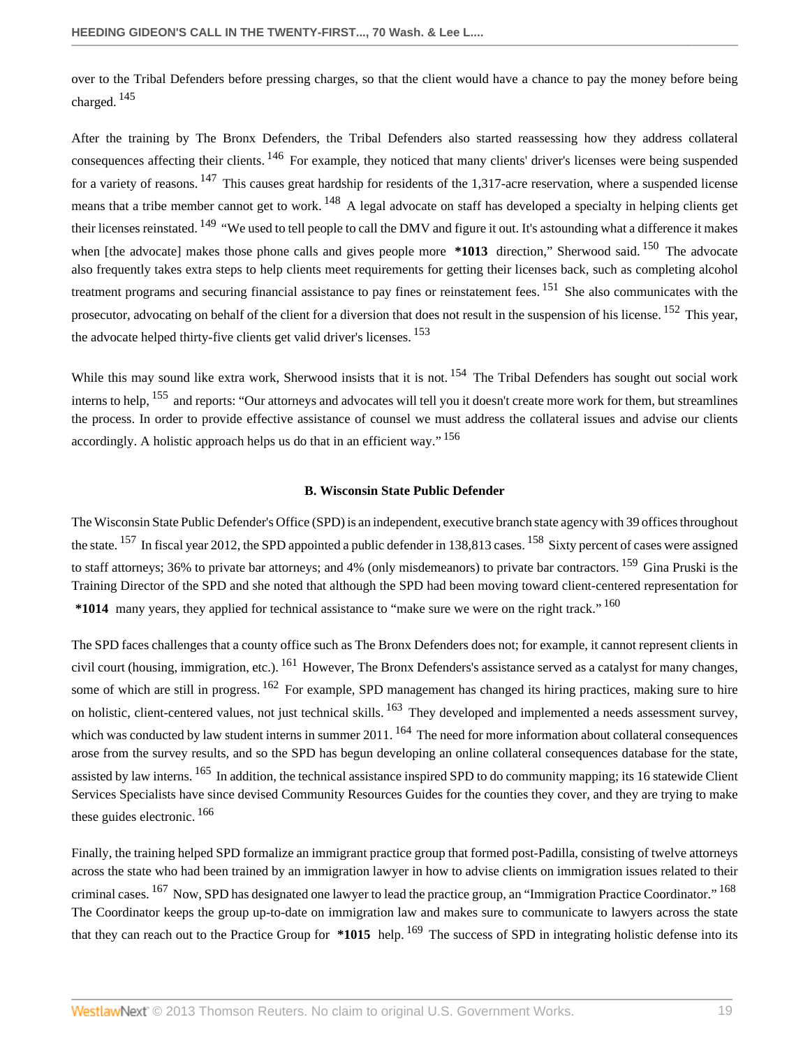over to the Tribal Defenders before pressing charges, so that the client would have a chance to pay the money before being charged. [145]

After the training by The Bronx Defenders, the Tribal Defenders also started reassessing how they address collateral consequences affecting their clients. [146] For example, they noticed that many clients' driver's licenses were being suspended for a variety of reasons. [147] This causes great hardship for residents of the 1,317-acre reservation, where a suspended license means that a tribe member cannot get to work. [148] A legal advocate on staff has developed a specialty in helping clients get their licenses reinstated. [149] "We used to tell people to call the DMV and figure it out. It's astounding what a difference it makes when [the advocate] makes those phone calls and gives people more **\*1013** direction," Sherwood said. [150] The advocate also frequently takes extra steps to help clients meet requirements for getting their licenses back, such as completing alcohol treatment programs and securing financial assistance to pay fines or reinstatement fees. [151] She also communicates with the prosecutor, advocating on behalf of the client for a diversion that does not result in the suspension of his license. [152] This year, the advocate helped thirty-five clients get valid driver's licenses. [153]

While this may sound like extra work, Sherwood insists that it is not. [154] The Tribal Defenders has sought out social work interns to help, [155] and reports: "Our attorneys and advocates will tell you it doesn't create more work for them, but streamlines the process. In order to provide effective assistance of counsel we must address the collateral issues and advise our clients accordingly. A holistic approach helps us do that in an efficient way." [156]

### B. Wisconsin State Public Defender

The Wisconsin State Public Defender's Office (SPD) is an independent, executive branch state agency with 39 offices throughout the state. [157] In fiscal year 2012, the SPD appointed a public defender in 138,813 cases. [158] Sixty percent of cases were assigned to staff attorneys; 36% to private bar attorneys; and 4% (only misdemeanors) to private bar contractors. [159] Gina Pruski is the Training Director of the SPD and she noted that although the SPD had been moving toward client-centered representation for **\*1014** many years, they applied for technical assistance to "make sure we were on the right track." [160]

The SPD faces challenges that a county office such as The Bronx Defenders does not; for example, it cannot represent clients in civil court (housing, immigration, etc.). [161] However, The Bronx Defenders's assistance served as a catalyst for many changes, some of which are still in progress. [162] For example, SPD management has changed its hiring practices, making sure to hire on holistic, client-centered values, not just technical skills. [163] They developed and implemented a needs assessment survey, which was conducted by law student interns in summer 2011. [164] The need for more information about collateral consequences arose from the survey results, and so the SPD has begun developing an online collateral consequences database for the state, assisted by law interns. [165] In addition, the technical assistance inspired SPD to do community mapping; its 16 statewide Client Services Specialists have since devised Community Resources Guides for the counties they cover, and they are trying to make these guides electronic. [166]

Finally, the training helped SPD formalize an immigrant practice group that formed post-Padilla, consisting of twelve attorneys across the state who had been trained by an immigration lawyer in how to advise clients on immigration issues related to their criminal cases. [167] Now, SPD has designated one lawyer to lead the practice group, an "Immigration Practice Coordinator." [168] The Coordinator keeps the group up-to-date on immigration law and makes sure to communicate to lawyers across the state that they can reach out to the Practice Group for **\*1015** help. [169] The success of SPD in integrating holistic defense into its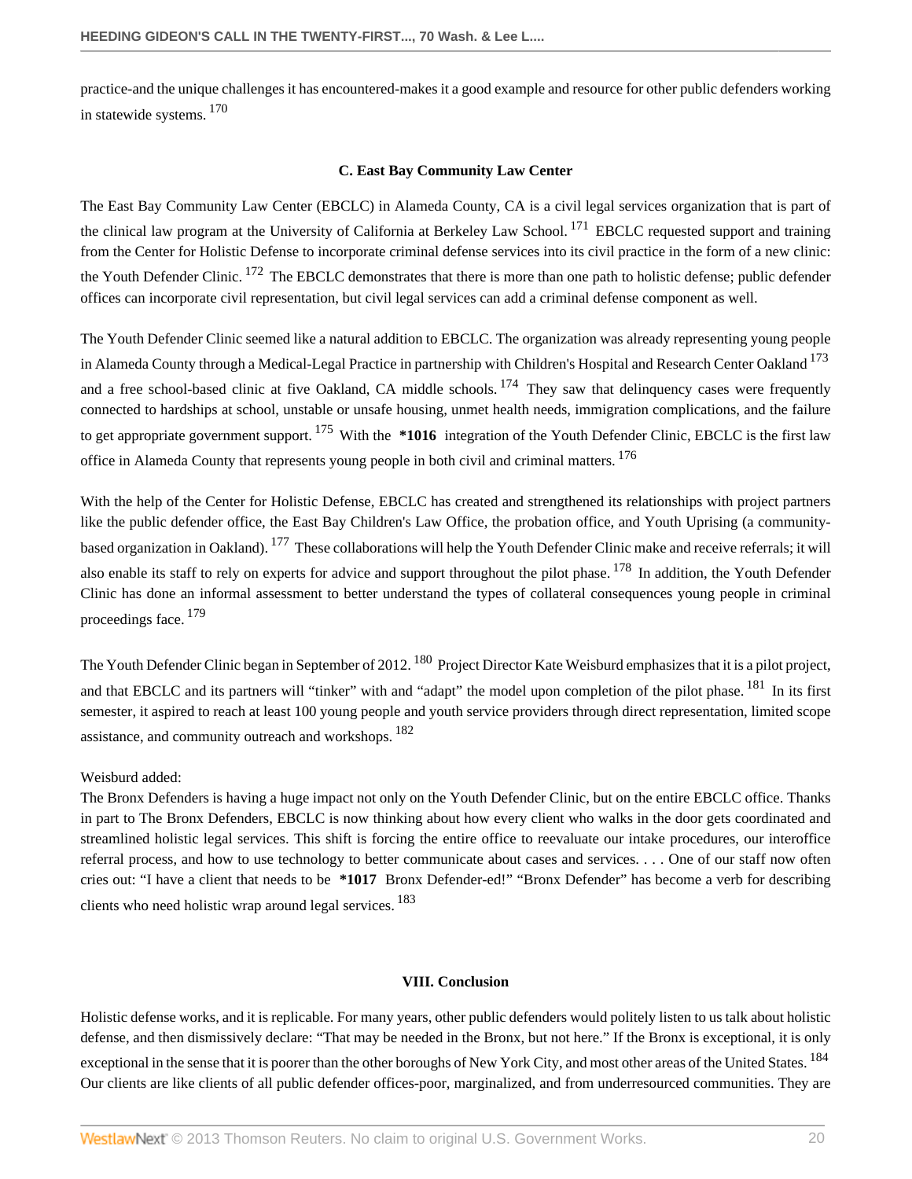practice-and the unique challenges it has encountered-makes it a good example and resource for other public defenders working in statewide systems. [170]

### C. East Bay Community Law Center

The East Bay Community Law Center (EBCLC) in Alameda County, CA is a civil legal services organization that is part of the clinical law program at the University of California at Berkeley Law School. [171] EBCLC requested support and training from the Center for Holistic Defense to incorporate criminal defense services into its civil practice in the form of a new clinic: the Youth Defender Clinic. [172] The EBCLC demonstrates that there is more than one path to holistic defense; public defender offices can incorporate civil representation, but civil legal services can add a criminal defense component as well.

The Youth Defender Clinic seemed like a natural addition to EBCLC. The organization was already representing young people in Alameda County through a Medical-Legal Practice in partnership with Children's Hospital and Research Center Oakland [173] and a free school-based clinic at five Oakland, CA middle schools. [174] They saw that delinquency cases were frequently connected to hardships at school, unstable or unsafe housing, unmet health needs, immigration complications, and the failure to get appropriate government support. [175] With the **\*1016** integration of the Youth Defender Clinic, EBCLC is the first law office in Alameda County that represents young people in both civil and criminal matters. [176]

With the help of the Center for Holistic Defense, EBCLC has created and strengthened its relationships with project partners like the public defender office, the East Bay Children's Law Office, the probation office, and Youth Uprising (a community-based organization in Oakland). [177] These collaborations will help the Youth Defender Clinic make and receive referrals; it will also enable its staff to rely on experts for advice and support throughout the pilot phase. [178] In addition, the Youth Defender Clinic has done an informal assessment to better understand the types of collateral consequences young people in criminal proceedings face. [179]

The Youth Defender Clinic began in September of 2012. [180] Project Director Kate Weisburd emphasizes that it is a pilot project, and that EBCLC and its partners will "tinker" with and "adapt" the model upon completion of the pilot phase. [181] In its first semester, it aspired to reach at least 100 young people and youth service providers through direct representation, limited scope assistance, and community outreach and workshops. [182]

Weisburd added:

The Bronx Defenders is having a huge impact not only on the Youth Defender Clinic, but on the entire EBCLC office. Thanks in part to The Bronx Defenders, EBCLC is now thinking about how every client who walks in the door gets coordinated and streamlined holistic legal services. This shift is forcing the entire office to reevaluate our intake procedures, our interoffice referral process, and how to use technology to better communicate about cases and services. . . . One of our staff now often cries out: "I have a client that needs to be **\*1017** Bronx Defender-ed!" "Bronx Defender" has become a verb for describing clients who need holistic wrap around legal services. [183]

## VIII. Conclusion

Holistic defense works, and it is replicable. For many years, other public defenders would politely listen to us talk about holistic defense, and then dismissively declare: "That may be needed in the Bronx, but not here." If the Bronx is exceptional, it is only exceptional in the sense that it is poorer than the other boroughs of New York City, and most other areas of the United States. [184] Our clients are like clients of all public defender offices-poor, marginalized, and from underresourced communities. They are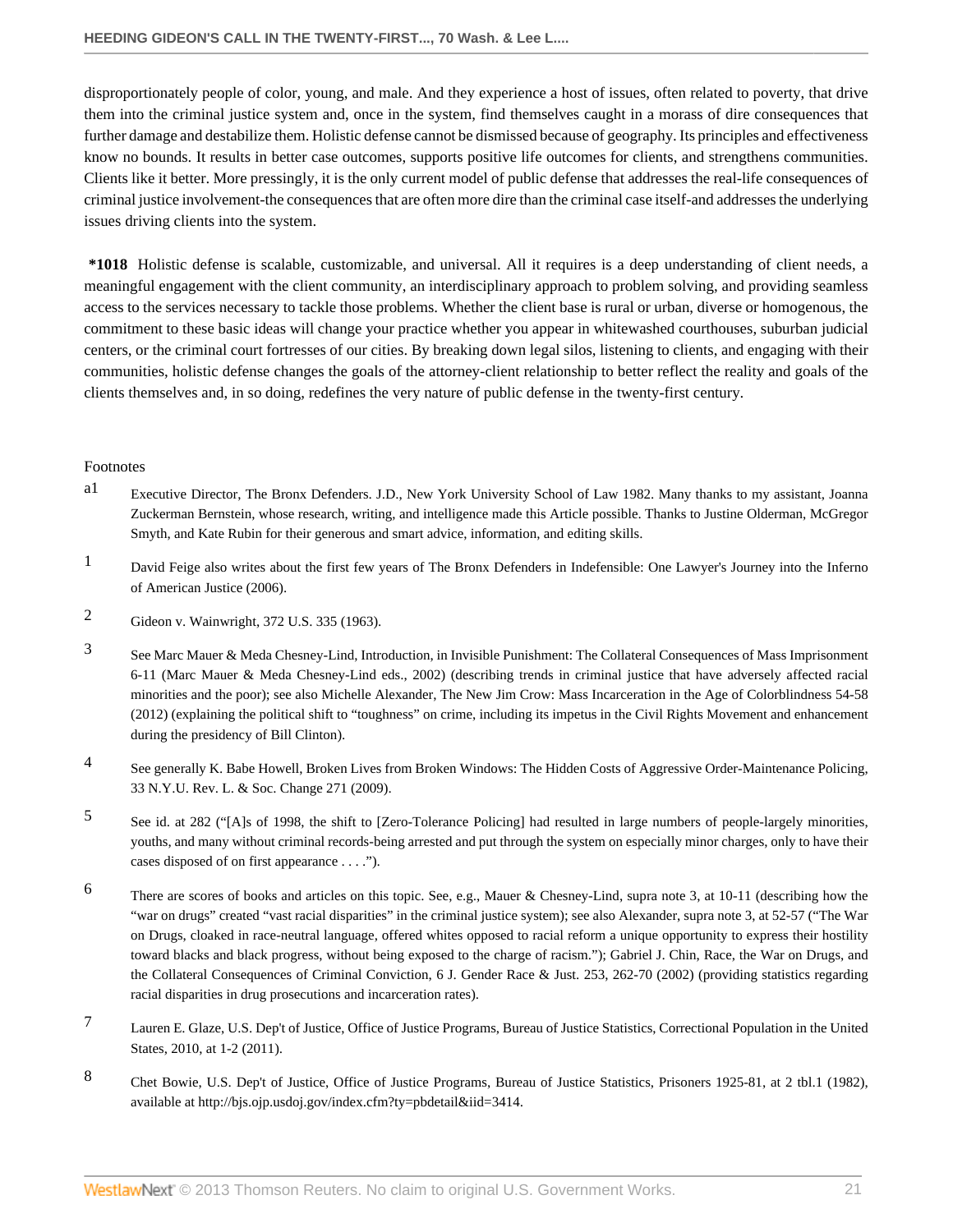disproportionately people of color, young, and male. And they experience a host of issues, often related to poverty, that drive them into the criminal justice system and, once in the system, find themselves caught in a morass of dire consequences that further damage and destabilize them. Holistic defense cannot be dismissed because of geography. Its principles and effectiveness know no bounds. It results in better case outcomes, supports positive life outcomes for clients, and strengthens communities. Clients like it better. More pressingly, it is the only current model of public defense that addresses the real-life consequences of criminal justice involvement-the consequences that are often more dire than the criminal case itself-and addresses the underlying issues driving clients into the system.

**\*1018** Holistic defense is scalable, customizable, and universal. All it requires is a deep understanding of client needs, a meaningful engagement with the client community, an interdisciplinary approach to problem solving, and providing seamless access to the services necessary to tackle those problems. Whether the client base is rural or urban, diverse or homogenous, the commitment to these basic ideas will change your practice whether you appear in whitewashed courthouses, suburban judicial centers, or the criminal court fortresses of our cities. By breaking down legal silos, listening to clients, and engaging with their communities, holistic defense changes the goals of the attorney-client relationship to better reflect the reality and goals of the clients themselves and, in so doing, redefines the very nature of public defense in the twenty-first century.

Footnotes

a1 Executive Director, The Bronx Defenders. J.D., New York University School of Law 1982. Many thanks to my assistant, Joanna Zuckerman Bernstein, whose research, writing, and intelligence made this Article possible. Thanks to Justine Olderman, McGregor Smyth, and Kate Rubin for their generous and smart advice, information, and editing skills.

1 David Feige also writes about the first few years of The Bronx Defenders in Indefensible: One Lawyer's Journey into the Inferno of American Justice (2006).

2 Gideon v. Wainwright, 372 U.S. 335 (1963).

3 See Marc Mauer & Meda Chesney-Lind, Introduction, in Invisible Punishment: The Collateral Consequences of Mass Imprisonment 6-11 (Marc Mauer & Meda Chesney-Lind eds., 2002) (describing trends in criminal justice that have adversely affected racial minorities and the poor); see also Michelle Alexander, The New Jim Crow: Mass Incarceration in the Age of Colorblindness 54-58 (2012) (explaining the political shift to "toughness" on crime, including its impetus in the Civil Rights Movement and enhancement during the presidency of Bill Clinton).

4 See generally K. Babe Howell, Broken Lives from Broken Windows: The Hidden Costs of Aggressive Order-Maintenance Policing, 33 N.Y.U. Rev. L. & Soc. Change 271 (2009).

5 See id. at 282 ("[A]s of 1998, the shift to [Zero-Tolerance Policing] had resulted in large numbers of people-largely minorities, youths, and many without criminal records-being arrested and put through the system on especially minor charges, only to have their cases disposed of on first appearance . . . .").

6 There are scores of books and articles on this topic. See, e.g., Mauer & Chesney-Lind, supra note 3, at 10-11 (describing how the "war on drugs" created "vast racial disparities" in the criminal justice system); see also Alexander, supra note 3, at 52-57 ("The War on Drugs, cloaked in race-neutral language, offered whites opposed to racial reform a unique opportunity to express their hostility toward blacks and black progress, without being exposed to the charge of racism."); Gabriel J. Chin, Race, the War on Drugs, and the Collateral Consequences of Criminal Conviction, 6 J. Gender Race & Just. 253, 262-70 (2002) (providing statistics regarding racial disparities in drug prosecutions and incarceration rates).

7 Lauren E. Glaze, U.S. Dep't of Justice, Office of Justice Programs, Bureau of Justice Statistics, Correctional Population in the United States, 2010, at 1-2 (2011).

8 Chet Bowie, U.S. Dep't of Justice, Office of Justice Programs, Bureau of Justice Statistics, Prisoners 1925-81, at 2 tbl.1 (1982), available at http://bjs.ojp.usdoj.gov/index.cfm?ty=pbdetail&iid=3414.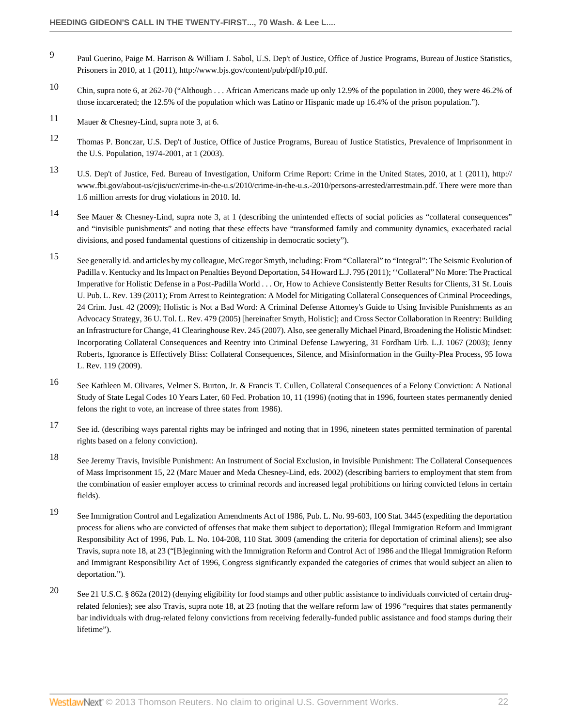9 Paul Guerino, Paige M. Harrison & William J. Sabol, U.S. Dep't of Justice, Office of Justice Programs, Bureau of Justice Statistics, Prisoners in 2010, at 1 (2011), http://www.bjs.gov/content/pub/pdf/p10.pdf.

10 Chin, supra note 6, at 262-70 ("Although . . . African Americans made up only 12.9% of the population in 2000, they were 46.2% of those incarcerated; the 12.5% of the population which was Latino or Hispanic made up 16.4% of the prison population.").

11 Mauer & Chesney-Lind, supra note 3, at 6.

12 Thomas P. Bonczar, U.S. Dep't of Justice, Office of Justice Programs, Bureau of Justice Statistics, Prevalence of Imprisonment in the U.S. Population, 1974-2001, at 1 (2003).

13 U.S. Dep't of Justice, Fed. Bureau of Investigation, Uniform Crime Report: Crime in the United States, 2010, at 1 (2011), http://www.fbi.gov/about-us/cjis/ucr/crime-in-the-u.s/2010/crime-in-the-u.s.-2010/persons-arrested/arrestmain.pdf. There were more than 1.6 million arrests for drug violations in 2010. Id.

14 See Mauer & Chesney-Lind, supra note 3, at 1 (describing the unintended effects of social policies as "collateral consequences" and "invisible punishments" and noting that these effects have "transformed family and community dynamics, exacerbated racial divisions, and posed fundamental questions of citizenship in democratic society").

15 See generally id. and articles by my colleague, McGregor Smyth, including: From "Collateral" to "Integral": The Seismic Evolution of Padilla v. Kentucky and Its Impact on Penalties Beyond Deportation, 54 Howard L.J. 795 (2011); ''Collateral" No More: The Practical Imperative for Holistic Defense in a Post-Padilla World . . . Or, How to Achieve Consistently Better Results for Clients, 31 St. Louis U. Pub. L. Rev. 139 (2011); From Arrest to Reintegration: A Model for Mitigating Collateral Consequences of Criminal Proceedings, 24 Crim. Just. 42 (2009); Holistic is Not a Bad Word: A Criminal Defense Attorney's Guide to Using Invisible Punishments as an Advocacy Strategy, 36 U. Tol. L. Rev. 479 (2005) [hereinafter Smyth, Holistic]; and Cross Sector Collaboration in Reentry: Building an Infrastructure for Change, 41 Clearinghouse Rev. 245 (2007). Also, see generally Michael Pinard, Broadening the Holistic Mindset: Incorporating Collateral Consequences and Reentry into Criminal Defense Lawyering, 31 Fordham Urb. L.J. 1067 (2003); Jenny Roberts, Ignorance is Effectively Bliss: Collateral Consequences, Silence, and Misinformation in the Guilty-Plea Process, 95 Iowa L. Rev. 119 (2009).

16 See Kathleen M. Olivares, Velmer S. Burton, Jr. & Francis T. Cullen, Collateral Consequences of a Felony Conviction: A National Study of State Legal Codes 10 Years Later, 60 Fed. Probation 10, 11 (1996) (noting that in 1996, fourteen states permanently denied felons the right to vote, an increase of three states from 1986).

17 See id. (describing ways parental rights may be infringed and noting that in 1996, nineteen states permitted termination of parental rights based on a felony conviction).

18 See Jeremy Travis, Invisible Punishment: An Instrument of Social Exclusion, in Invisible Punishment: The Collateral Consequences of Mass Imprisonment 15, 22 (Marc Mauer and Meda Chesney-Lind, eds. 2002) (describing barriers to employment that stem from the combination of easier employer access to criminal records and increased legal prohibitions on hiring convicted felons in certain fields).

19 See Immigration Control and Legalization Amendments Act of 1986, Pub. L. No. 99-603, 100 Stat. 3445 (expediting the deportation process for aliens who are convicted of offenses that make them subject to deportation); Illegal Immigration Reform and Immigrant Responsibility Act of 1996, Pub. L. No. 104-208, 110 Stat. 3009 (amending the criteria for deportation of criminal aliens); see also Travis, supra note 18, at 23 ("[B]eginning with the Immigration Reform and Control Act of 1986 and the Illegal Immigration Reform and Immigrant Responsibility Act of 1996, Congress significantly expanded the categories of crimes that would subject an alien to deportation.").

20 See 21 U.S.C. § 862a (2012) (denying eligibility for food stamps and other public assistance to individuals convicted of certain drug-related felonies); see also Travis, supra note 18, at 23 (noting that the welfare reform law of 1996 "requires that states permanently bar individuals with drug-related felony convictions from receiving federally-funded public assistance and food stamps during their lifetime").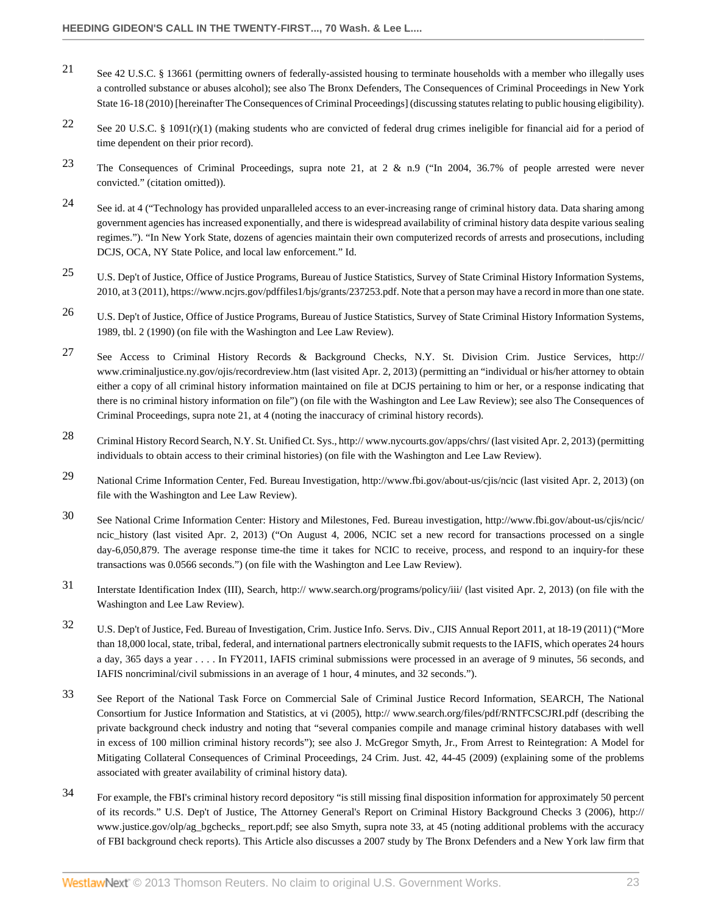21 See 42 U.S.C. § 13661 (permitting owners of federally-assisted housing to terminate households with a member who illegally uses a controlled substance or abuses alcohol); see also The Bronx Defenders, The Consequences of Criminal Proceedings in New York State 16-18 (2010) [hereinafter The Consequences of Criminal Proceedings] (discussing statutes relating to public housing eligibility).

22 See 20 U.S.C. § 1091(r)(1) (making students who are convicted of federal drug crimes ineligible for financial aid for a period of time dependent on their prior record).

23 The Consequences of Criminal Proceedings, supra note 21, at 2 & n.9 ("In 2004, 36.7% of people arrested were never convicted." (citation omitted)).

24 See id. at 4 ("Technology has provided unparalleled access to an ever-increasing range of criminal history data. Data sharing among government agencies has increased exponentially, and there is widespread availability of criminal history data despite various sealing regimes."). "In New York State, dozens of agencies maintain their own computerized records of arrests and prosecutions, including DCJS, OCA, NY State Police, and local law enforcement." Id.

25 U.S. Dep't of Justice, Office of Justice Programs, Bureau of Justice Statistics, Survey of State Criminal History Information Systems, 2010, at 3 (2011), https://www.ncjrs.gov/pdffiles1/bjs/grants/237253.pdf. Note that a person may have a record in more than one state.

26 U.S. Dep't of Justice, Office of Justice Programs, Bureau of Justice Statistics, Survey of State Criminal History Information Systems, 1989, tbl. 2 (1990) (on file with the Washington and Lee Law Review).

27 See Access to Criminal History Records & Background Checks, N.Y. St. Division Crim. Justice Services, http:// www.criminaljustice.ny.gov/ojis/recordreview.htm (last visited Apr. 2, 2013) (permitting an "individual or his/her attorney to obtain either a copy of all criminal history information maintained on file at DCJS pertaining to him or her, or a response indicating that there is no criminal history information on file") (on file with the Washington and Lee Law Review); see also The Consequences of Criminal Proceedings, supra note 21, at 4 (noting the inaccuracy of criminal history records).

28 Criminal History Record Search, N.Y. St. Unified Ct. Sys., http:// www.nycourts.gov/apps/chrs/ (last visited Apr. 2, 2013) (permitting individuals to obtain access to their criminal histories) (on file with the Washington and Lee Law Review).

29 National Crime Information Center, Fed. Bureau Investigation, http://www.fbi.gov/about-us/cjis/ncic (last visited Apr. 2, 2013) (on file with the Washington and Lee Law Review).

30 See National Crime Information Center: History and Milestones, Fed. Bureau investigation, http://www.fbi.gov/about-us/cjis/ncic/ncic_history (last visited Apr. 2, 2013) ("On August 4, 2006, NCIC set a new record for transactions processed on a single day-6,050,879. The average response time-the time it takes for NCIC to receive, process, and respond to an inquiry-for these transactions was 0.0566 seconds.") (on file with the Washington and Lee Law Review).

31 Interstate Identification Index (III), Search, http:// www.search.org/programs/policy/iii/ (last visited Apr. 2, 2013) (on file with the Washington and Lee Law Review).

32 U.S. Dep't of Justice, Fed. Bureau of Investigation, Crim. Justice Info. Servs. Div., CJIS Annual Report 2011, at 18-19 (2011) ("More than 18,000 local, state, tribal, federal, and international partners electronically submit requests to the IAFIS, which operates 24 hours a day, 365 days a year . . . . In FY2011, IAFIS criminal submissions were processed in an average of 9 minutes, 56 seconds, and IAFIS noncriminal/civil submissions in an average of 1 hour, 4 minutes, and 32 seconds.").

33 See Report of the National Task Force on Commercial Sale of Criminal Justice Record Information, SEARCH, The National Consortium for Justice Information and Statistics, at vi (2005), http:// www.search.org/files/pdf/RNTFCSCJRI.pdf (describing the private background check industry and noting that "several companies compile and manage criminal history databases with well in excess of 100 million criminal history records"); see also J. McGregor Smyth, Jr., From Arrest to Reintegration: A Model for Mitigating Collateral Consequences of Criminal Proceedings, 24 Crim. Just. 42, 44-45 (2009) (explaining some of the problems associated with greater availability of criminal history data).

34 For example, the FBI's criminal history record depository "is still missing final disposition information for approximately 50 percent of its records." U.S. Dep't of Justice, The Attorney General's Report on Criminal History Background Checks 3 (2006), http:// www.justice.gov/olp/ag_bgchecks_ report.pdf; see also Smyth, supra note 33, at 45 (noting additional problems with the accuracy of FBI background check reports). This Article also discusses a 2007 study by The Bronx Defenders and a New York law firm that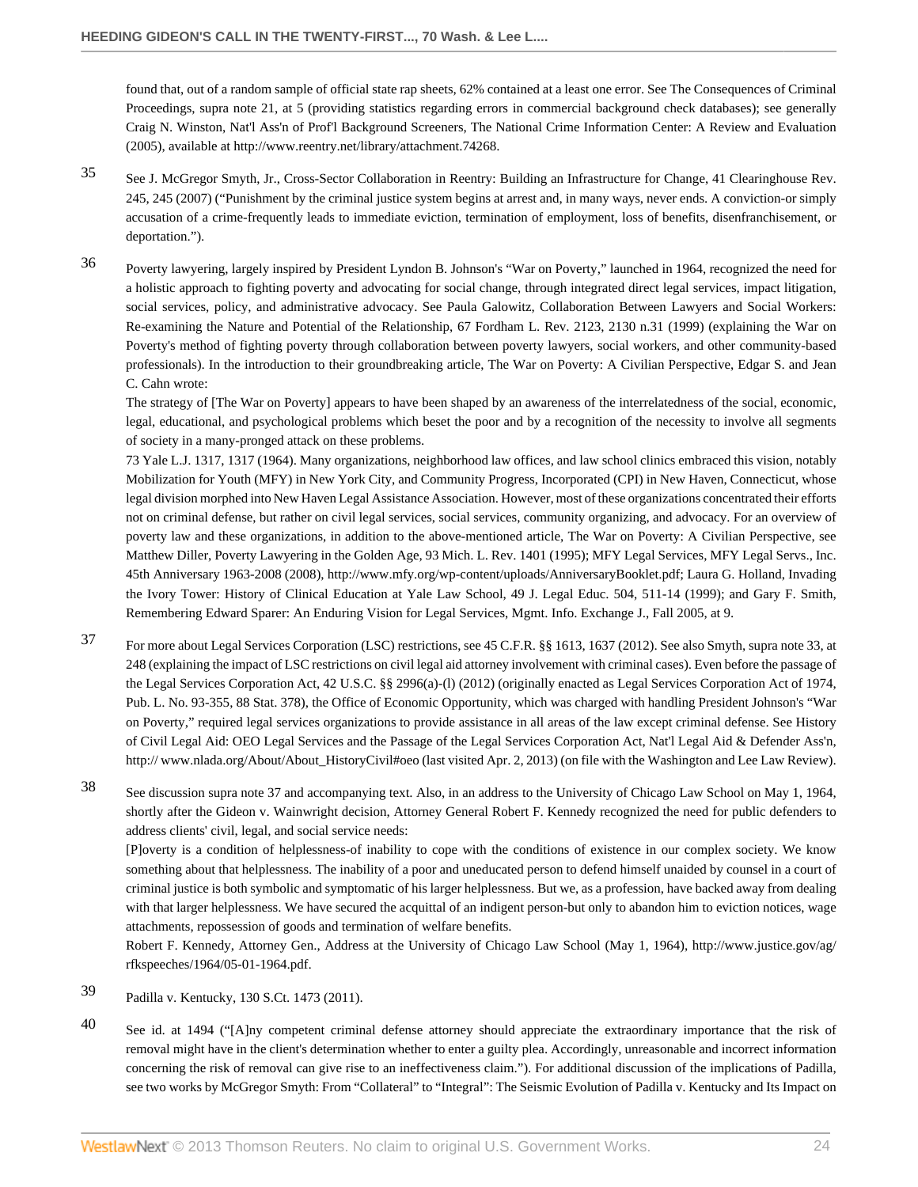found that, out of a random sample of official state rap sheets, 62% contained at a least one error. See The Consequences of Criminal Proceedings, supra note 21, at 5 (providing statistics regarding errors in commercial background check databases); see generally Craig N. Winston, Nat'l Ass'n of Prof'l Background Screeners, The National Crime Information Center: A Review and Evaluation (2005), available at http://www.reentry.net/library/attachment.74268.

35 See J. McGregor Smyth, Jr., Cross-Sector Collaboration in Reentry: Building an Infrastructure for Change, 41 Clearinghouse Rev. 245, 245 (2007) ("Punishment by the criminal justice system begins at arrest and, in many ways, never ends. A conviction-or simply accusation of a crime-frequently leads to immediate eviction, termination of employment, loss of benefits, disenfranchisement, or deportation.").

36 Poverty lawyering, largely inspired by President Lyndon B. Johnson's "War on Poverty," launched in 1964, recognized the need for a holistic approach to fighting poverty and advocating for social change, through integrated direct legal services, impact litigation, social services, policy, and administrative advocacy. See Paula Galowitz, Collaboration Between Lawyers and Social Workers: Re-examining the Nature and Potential of the Relationship, 67 Fordham L. Rev. 2123, 2130 n.31 (1999) (explaining the War on Poverty's method of fighting poverty through collaboration between poverty lawyers, social workers, and other community-based professionals). In the introduction to their groundbreaking article, The War on Poverty: A Civilian Perspective, Edgar S. and Jean C. Cahn wrote:

The strategy of [The War on Poverty] appears to have been shaped by an awareness of the interrelatedness of the social, economic, legal, educational, and psychological problems which beset the poor and by a recognition of the necessity to involve all segments of society in a many-pronged attack on these problems.

73 Yale L.J. 1317, 1317 (1964). Many organizations, neighborhood law offices, and law school clinics embraced this vision, notably Mobilization for Youth (MFY) in New York City, and Community Progress, Incorporated (CPI) in New Haven, Connecticut, whose legal division morphed into New Haven Legal Assistance Association. However, most of these organizations concentrated their efforts not on criminal defense, but rather on civil legal services, social services, community organizing, and advocacy. For an overview of poverty law and these organizations, in addition to the above-mentioned article, The War on Poverty: A Civilian Perspective, see Matthew Diller, Poverty Lawyering in the Golden Age, 93 Mich. L. Rev. 1401 (1995); MFY Legal Services, MFY Legal Servs., Inc. 45th Anniversary 1963-2008 (2008), http://www.mfy.org/wp-content/uploads/AnniversaryBooklet.pdf; Laura G. Holland, Invading the Ivory Tower: History of Clinical Education at Yale Law School, 49 J. Legal Educ. 504, 511-14 (1999); and Gary F. Smith, Remembering Edward Sparer: An Enduring Vision for Legal Services, Mgmt. Info. Exchange J., Fall 2005, at 9.

37 For more about Legal Services Corporation (LSC) restrictions, see 45 C.F.R. §§ 1613, 1637 (2012). See also Smyth, supra note 33, at 248 (explaining the impact of LSC restrictions on civil legal aid attorney involvement with criminal cases). Even before the passage of the Legal Services Corporation Act, 42 U.S.C. §§ 2996(a)-(l) (2012) (originally enacted as Legal Services Corporation Act of 1974, Pub. L. No. 93-355, 88 Stat. 378), the Office of Economic Opportunity, which was charged with handling President Johnson's "War on Poverty," required legal services organizations to provide assistance in all areas of the law except criminal defense. See History of Civil Legal Aid: OEO Legal Services and the Passage of the Legal Services Corporation Act, Nat'l Legal Aid & Defender Ass'n, http:// www.nlada.org/About/About_HistoryCivil#oeo (last visited Apr. 2, 2013) (on file with the Washington and Lee Law Review).

38 See discussion supra note 37 and accompanying text. Also, in an address to the University of Chicago Law School on May 1, 1964, shortly after the Gideon v. Wainwright decision, Attorney General Robert F. Kennedy recognized the need for public defenders to address clients' civil, legal, and social service needs:

[P]overty is a condition of helplessness-of inability to cope with the conditions of existence in our complex society. We know something about that helplessness. The inability of a poor and uneducated person to defend himself unaided by counsel in a court of criminal justice is both symbolic and symptomatic of his larger helplessness. But we, as a profession, have backed away from dealing with that larger helplessness. We have secured the acquittal of an indigent person-but only to abandon him to eviction notices, wage attachments, repossession of goods and termination of welfare benefits.

Robert F. Kennedy, Attorney Gen., Address at the University of Chicago Law School (May 1, 1964), http://www.justice.gov/ag/rfkspeeches/1964/05-01-1964.pdf.

39 Padilla v. Kentucky, 130 S.Ct. 1473 (2011).

40 See id. at 1494 ("[A]ny competent criminal defense attorney should appreciate the extraordinary importance that the risk of removal might have in the client's determination whether to enter a guilty plea. Accordingly, unreasonable and incorrect information concerning the risk of removal can give rise to an ineffectiveness claim."). For additional discussion of the implications of Padilla, see two works by McGregor Smyth: From "Collateral" to "Integral": The Seismic Evolution of Padilla v. Kentucky and Its Impact on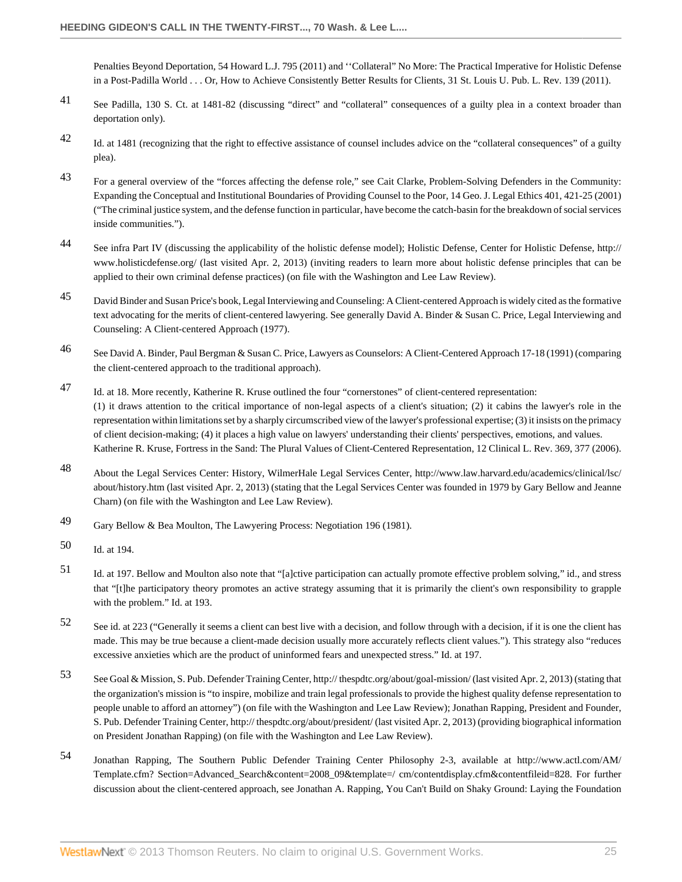Penalties Beyond Deportation, 54 Howard L.J. 795 (2011) and ''Collateral'' No More: The Practical Imperative for Holistic Defense in a Post-Padilla World . . . Or, How to Achieve Consistently Better Results for Clients, 31 St. Louis U. Pub. L. Rev. 139 (2011).

41 See Padilla, 130 S. Ct. at 1481-82 (discussing "direct" and "collateral" consequences of a guilty plea in a context broader than deportation only).

42 Id. at 1481 (recognizing that the right to effective assistance of counsel includes advice on the "collateral consequences" of a guilty plea).

43 For a general overview of the "forces affecting the defense role," see Cait Clarke, Problem-Solving Defenders in the Community: Expanding the Conceptual and Institutional Boundaries of Providing Counsel to the Poor, 14 Geo. J. Legal Ethics 401, 421-25 (2001) ("The criminal justice system, and the defense function in particular, have become the catch-basin for the breakdown of social services inside communities.").

44 See infra Part IV (discussing the applicability of the holistic defense model); Holistic Defense, Center for Holistic Defense, http://www.holisticdefense.org/ (last visited Apr. 2, 2013) (inviting readers to learn more about holistic defense principles that can be applied to their own criminal defense practices) (on file with the Washington and Lee Law Review).

45 David Binder and Susan Price's book, Legal Interviewing and Counseling: A Client-centered Approach is widely cited as the formative text advocating for the merits of client-centered lawyering. See generally David A. Binder & Susan C. Price, Legal Interviewing and Counseling: A Client-centered Approach (1977).

46 See David A. Binder, Paul Bergman & Susan C. Price, Lawyers as Counselors: A Client-Centered Approach 17-18 (1991) (comparing the client-centered approach to the traditional approach).

47 Id. at 18. More recently, Katherine R. Kruse outlined the four "cornerstones" of client-centered representation:

(1) it draws attention to the critical importance of non-legal aspects of a client's situation; (2) it cabins the lawyer's role in the representation within limitations set by a sharply circumscribed view of the lawyer's professional expertise; (3) it insists on the primacy of client decision-making; (4) it places a high value on lawyers' understanding their clients' perspectives, emotions, and values.

Katherine R. Kruse, Fortress in the Sand: The Plural Values of Client-Centered Representation, 12 Clinical L. Rev. 369, 377 (2006).

48 About the Legal Services Center: History, WilmerHale Legal Services Center, http://www.law.harvard.edu/academics/clinical/lsc/about/history.htm (last visited Apr. 2, 2013) (stating that the Legal Services Center was founded in 1979 by Gary Bellow and Jeanne Charn) (on file with the Washington and Lee Law Review).

49 Gary Bellow & Bea Moulton, The Lawyering Process: Negotiation 196 (1981).

50 Id. at 194.

51 Id. at 197. Bellow and Moulton also note that "[a]ctive participation can actually promote effective problem solving," id., and stress that "[t]he participatory theory promotes an active strategy assuming that it is primarily the client's own responsibility to grapple with the problem." Id. at 193.

52 See id. at 223 ("Generally it seems a client can best live with a decision, and follow through with a decision, if it is one the client has made. This may be true because a client-made decision usually more accurately reflects client values."). This strategy also "reduces excessive anxieties which are the product of uninformed fears and unexpected stress." Id. at 197.

53 See Goal & Mission, S. Pub. Defender Training Center, http:// thespdtc.org/about/goal-mission/ (last visited Apr. 2, 2013) (stating that the organization's mission is "to inspire, mobilize and train legal professionals to provide the highest quality defense representation to people unable to afford an attorney") (on file with the Washington and Lee Law Review); Jonathan Rapping, President and Founder, S. Pub. Defender Training Center, http:// thespdtc.org/about/president/ (last visited Apr. 2, 2013) (providing biographical information on President Jonathan Rapping) (on file with the Washington and Lee Law Review).

54 Jonathan Rapping, The Southern Public Defender Training Center Philosophy 2-3, available at http://www.actl.com/AM/Template.cfm? Section=Advanced_Search&content=2008_09&template=/ cm/contentdisplay.cfm&contentfileid=828. For further discussion about the client-centered approach, see Jonathan A. Rapping, You Can't Build on Shaky Ground: Laying the Foundation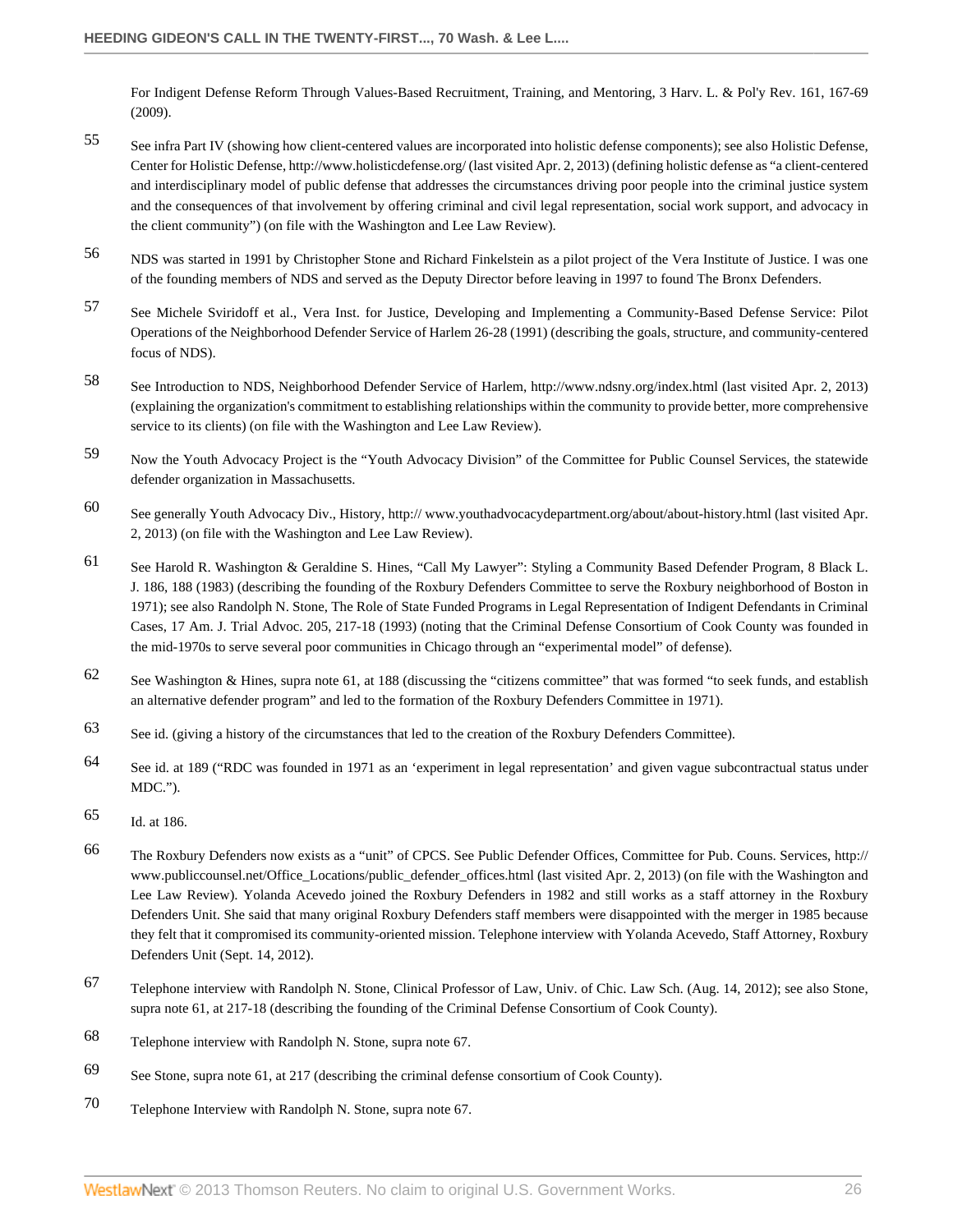For Indigent Defense Reform Through Values-Based Recruitment, Training, and Mentoring, 3 Harv. L. & Pol'y Rev. 161, 167-69 (2009).

55 See infra Part IV (showing how client-centered values are incorporated into holistic defense components); see also Holistic Defense, Center for Holistic Defense, http://www.holisticdefense.org/ (last visited Apr. 2, 2013) (defining holistic defense as "a client-centered and interdisciplinary model of public defense that addresses the circumstances driving poor people into the criminal justice system and the consequences of that involvement by offering criminal and civil legal representation, social work support, and advocacy in the client community") (on file with the Washington and Lee Law Review).

56 NDS was started in 1991 by Christopher Stone and Richard Finkelstein as a pilot project of the Vera Institute of Justice. I was one of the founding members of NDS and served as the Deputy Director before leaving in 1997 to found The Bronx Defenders.

57 See Michele Sviridoff et al., Vera Inst. for Justice, Developing and Implementing a Community-Based Defense Service: Pilot Operations of the Neighborhood Defender Service of Harlem 26-28 (1991) (describing the goals, structure, and community-centered focus of NDS).

58 See Introduction to NDS, Neighborhood Defender Service of Harlem, http://www.ndsny.org/index.html (last visited Apr. 2, 2013) (explaining the organization's commitment to establishing relationships within the community to provide better, more comprehensive service to its clients) (on file with the Washington and Lee Law Review).

59 Now the Youth Advocacy Project is the "Youth Advocacy Division" of the Committee for Public Counsel Services, the statewide defender organization in Massachusetts.

60 See generally Youth Advocacy Div., History, http:// www.youthadvocacydepartment.org/about/about-history.html (last visited Apr. 2, 2013) (on file with the Washington and Lee Law Review).

61 See Harold R. Washington & Geraldine S. Hines, "Call My Lawyer": Styling a Community Based Defender Program, 8 Black L. J. 186, 188 (1983) (describing the founding of the Roxbury Defenders Committee to serve the Roxbury neighborhood of Boston in 1971); see also Randolph N. Stone, The Role of State Funded Programs in Legal Representation of Indigent Defendants in Criminal Cases, 17 Am. J. Trial Advoc. 205, 217-18 (1993) (noting that the Criminal Defense Consortium of Cook County was founded in the mid-1970s to serve several poor communities in Chicago through an "experimental model" of defense).

62 See Washington & Hines, supra note 61, at 188 (discussing the "citizens committee" that was formed "to seek funds, and establish an alternative defender program" and led to the formation of the Roxbury Defenders Committee in 1971).

63 See id. (giving a history of the circumstances that led to the creation of the Roxbury Defenders Committee).

64 See id. at 189 ("RDC was founded in 1971 as an 'experiment in legal representation' and given vague subcontractual status under MDC.").

65 Id. at 186.

66 The Roxbury Defenders now exists as a "unit" of CPCS. See Public Defender Offices, Committee for Pub. Couns. Services, http:// www.publiccounsel.net/Office_Locations/public_defender_offices.html (last visited Apr. 2, 2013) (on file with the Washington and Lee Law Review). Yolanda Acevedo joined the Roxbury Defenders in 1982 and still works as a staff attorney in the Roxbury Defenders Unit. She said that many original Roxbury Defenders staff members were disappointed with the merger in 1985 because they felt that it compromised its community-oriented mission. Telephone interview with Yolanda Acevedo, Staff Attorney, Roxbury Defenders Unit (Sept. 14, 2012).

67 Telephone interview with Randolph N. Stone, Clinical Professor of Law, Univ. of Chic. Law Sch. (Aug. 14, 2012); see also Stone, supra note 61, at 217-18 (describing the founding of the Criminal Defense Consortium of Cook County).

68 Telephone interview with Randolph N. Stone, supra note 67.

69 See Stone, supra note 61, at 217 (describing the criminal defense consortium of Cook County).

70 Telephone Interview with Randolph N. Stone, supra note 67.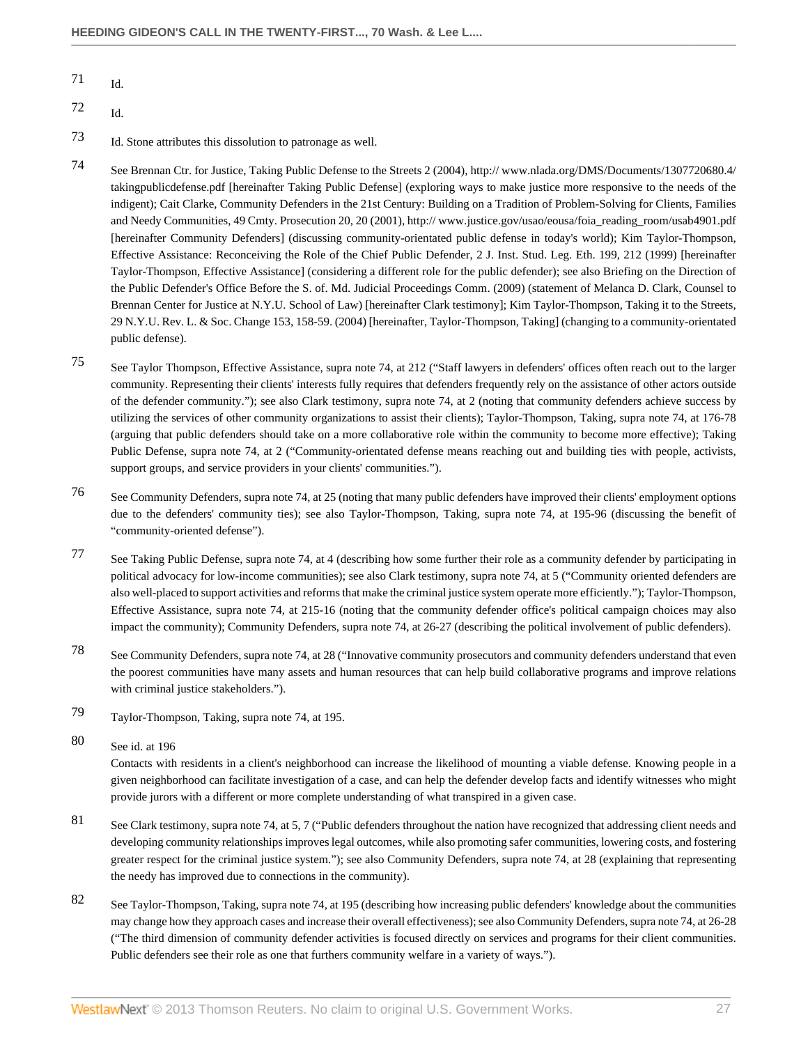71 Id.

72 Id.

73 Id. Stone attributes this dissolution to patronage as well.

74 See Brennan Ctr. for Justice, Taking Public Defense to the Streets 2 (2004), http:// www.nlada.org/DMS/Documents/1307720680.4/takingpublicdefense.pdf [hereinafter Taking Public Defense] (exploring ways to make justice more responsive to the needs of the indigent); Cait Clarke, Community Defenders in the 21st Century: Building on a Tradition of Problem-Solving for Clients, Families and Needy Communities, 49 Cmty. Prosecution 20, 20 (2001), http:// www.justice.gov/usao/eousa/foia_reading_room/usab4901.pdf [hereinafter Community Defenders] (discussing community-orientated public defense in today's world); Kim Taylor-Thompson, Effective Assistance: Reconceiving the Role of the Chief Public Defender, 2 J. Inst. Stud. Leg. Eth. 199, 212 (1999) [hereinafter Taylor-Thompson, Effective Assistance] (considering a different role for the public defender); see also Briefing on the Direction of the Public Defender's Office Before the S. of. Md. Judicial Proceedings Comm. (2009) (statement of Melanca D. Clark, Counsel to Brennan Center for Justice at N.Y.U. School of Law) [hereinafter Clark testimony]; Kim Taylor-Thompson, Taking it to the Streets, 29 N.Y.U. Rev. L. & Soc. Change 153, 158-59. (2004) [hereinafter, Taylor-Thompson, Taking] (changing to a community-orientated public defense).

75 See Taylor Thompson, Effective Assistance, supra note 74, at 212 ("Staff lawyers in defenders' offices often reach out to the larger community. Representing their clients' interests fully requires that defenders frequently rely on the assistance of other actors outside of the defender community."); see also Clark testimony, supra note 74, at 2 (noting that community defenders achieve success by utilizing the services of other community organizations to assist their clients); Taylor-Thompson, Taking, supra note 74, at 176-78 (arguing that public defenders should take on a more collaborative role within the community to become more effective); Taking Public Defense, supra note 74, at 2 ("Community-orientated defense means reaching out and building ties with people, activists, support groups, and service providers in your clients' communities.").

76 See Community Defenders, supra note 74, at 25 (noting that many public defenders have improved their clients' employment options due to the defenders' community ties); see also Taylor-Thompson, Taking, supra note 74, at 195-96 (discussing the benefit of "community-oriented defense").

77 See Taking Public Defense, supra note 74, at 4 (describing how some further their role as a community defender by participating in political advocacy for low-income communities); see also Clark testimony, supra note 74, at 5 ("Community oriented defenders are also well-placed to support activities and reforms that make the criminal justice system operate more efficiently."); Taylor-Thompson, Effective Assistance, supra note 74, at 215-16 (noting that the community defender office's political campaign choices may also impact the community); Community Defenders, supra note 74, at 26-27 (describing the political involvement of public defenders).

78 See Community Defenders, supra note 74, at 28 ("Innovative community prosecutors and community defenders understand that even the poorest communities have many assets and human resources that can help build collaborative programs and improve relations with criminal justice stakeholders.").

79 Taylor-Thompson, Taking, supra note 74, at 195.

80 See id. at 196

Contacts with residents in a client's neighborhood can increase the likelihood of mounting a viable defense. Knowing people in a given neighborhood can facilitate investigation of a case, and can help the defender develop facts and identify witnesses who might provide jurors with a different or more complete understanding of what transpired in a given case.

81 See Clark testimony, supra note 74, at 5, 7 ("Public defenders throughout the nation have recognized that addressing client needs and developing community relationships improves legal outcomes, while also promoting safer communities, lowering costs, and fostering greater respect for the criminal justice system."); see also Community Defenders, supra note 74, at 28 (explaining that representing the needy has improved due to connections in the community).

82 See Taylor-Thompson, Taking, supra note 74, at 195 (describing how increasing public defenders' knowledge about the communities may change how they approach cases and increase their overall effectiveness); see also Community Defenders, supra note 74, at 26-28 ("The third dimension of community defender activities is focused directly on services and programs for their client communities. Public defenders see their role as one that furthers community welfare in a variety of ways.").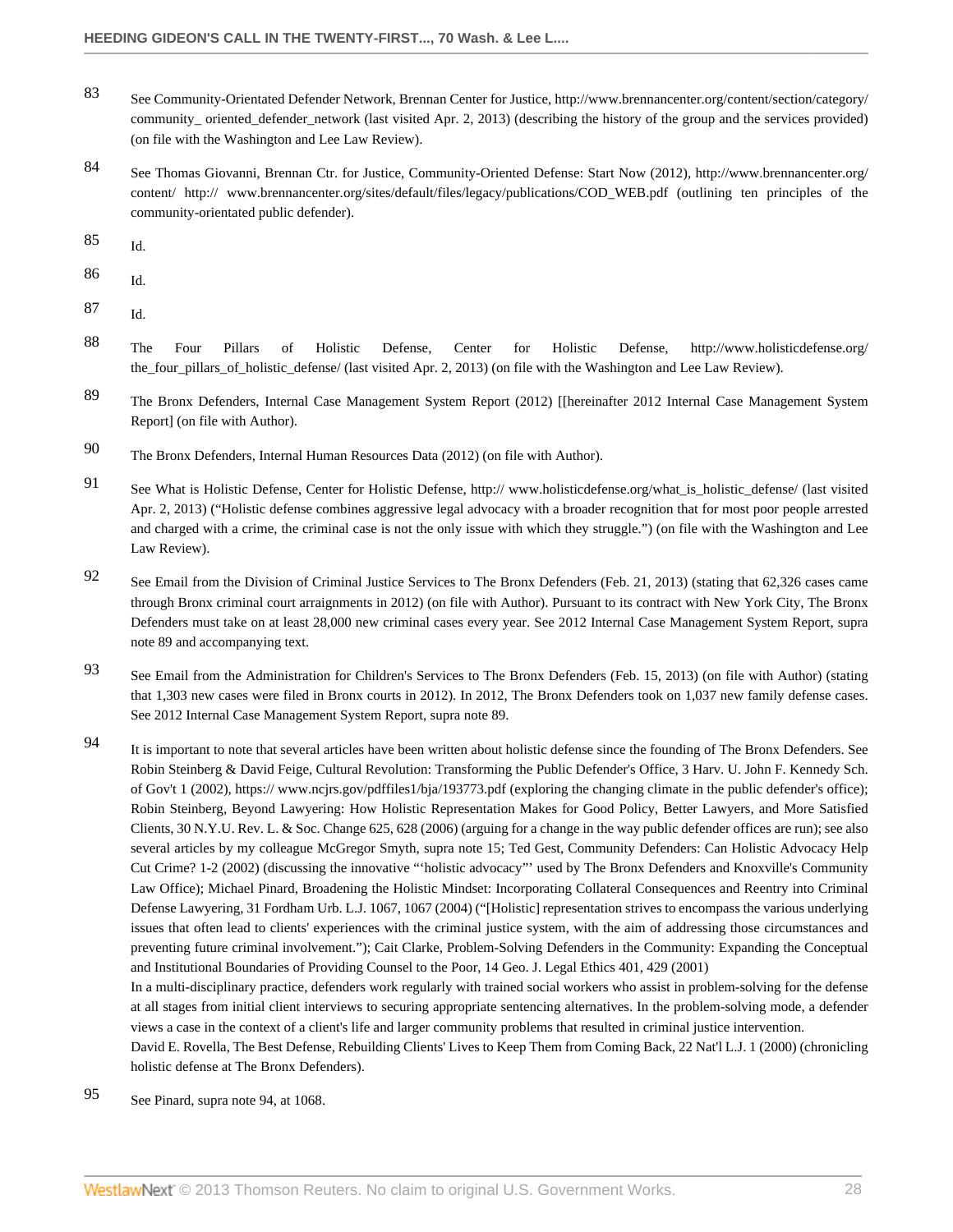83 See Community-Orientated Defender Network, Brennan Center for Justice, http://www.brennancenter.org/content/section/category/community_ oriented_defender_network (last visited Apr. 2, 2013) (describing the history of the group and the services provided) (on file with the Washington and Lee Law Review).

84 See Thomas Giovanni, Brennan Ctr. for Justice, Community-Oriented Defense: Start Now (2012), http://www.brennancenter.org/content/ http:// www.brennancenter.org/sites/default/files/legacy/publications/COD_WEB.pdf (outlining ten principles of the community-orientated public defender).

85 Id.

86 Id.

87 Id.

88 The Four Pillars of Holistic Defense, Center for Holistic Defense, http://www.holisticdefense.org/the_four_pillars_of_holistic_defense/ (last visited Apr. 2, 2013) (on file with the Washington and Lee Law Review).

89 The Bronx Defenders, Internal Case Management System Report (2012) [[hereinafter 2012 Internal Case Management System Report] (on file with Author).

90 The Bronx Defenders, Internal Human Resources Data (2012) (on file with Author).

91 See What is Holistic Defense, Center for Holistic Defense, http:// www.holisticdefense.org/what_is_holistic_defense/ (last visited Apr. 2, 2013) ("Holistic defense combines aggressive legal advocacy with a broader recognition that for most poor people arrested and charged with a crime, the criminal case is not the only issue with which they struggle.") (on file with the Washington and Lee Law Review).

92 See Email from the Division of Criminal Justice Services to The Bronx Defenders (Feb. 21, 2013) (stating that 62,326 cases came through Bronx criminal court arraignments in 2012) (on file with Author). Pursuant to its contract with New York City, The Bronx Defenders must take on at least 28,000 new criminal cases every year. See 2012 Internal Case Management System Report, supra note 89 and accompanying text.

93 See Email from the Administration for Children's Services to The Bronx Defenders (Feb. 15, 2013) (on file with Author) (stating that 1,303 new cases were filed in Bronx courts in 2012). In 2012, The Bronx Defenders took on 1,037 new family defense cases. See 2012 Internal Case Management System Report, supra note 89.

94 It is important to note that several articles have been written about holistic defense since the founding of The Bronx Defenders. See Robin Steinberg & David Feige, Cultural Revolution: Transforming the Public Defender's Office, 3 Harv. U. John F. Kennedy Sch. of Gov't 1 (2002), https:// www.ncjrs.gov/pdffiles1/bja/193773.pdf (exploring the changing climate in the public defender's office); Robin Steinberg, Beyond Lawyering: How Holistic Representation Makes for Good Policy, Better Lawyers, and More Satisfied Clients, 30 N.Y.U. Rev. L. & Soc. Change 625, 628 (2006) (arguing for a change in the way public defender offices are run); see also several articles by my colleague McGregor Smyth, supra note 15; Ted Gest, Community Defenders: Can Holistic Advocacy Help Cut Crime? 1-2 (2002) (discussing the innovative "'holistic advocacy"' used by The Bronx Defenders and Knoxville's Community Law Office); Michael Pinard, Broadening the Holistic Mindset: Incorporating Collateral Consequences and Reentry into Criminal Defense Lawyering, 31 Fordham Urb. L.J. 1067, 1067 (2004) ("[Holistic] representation strives to encompass the various underlying issues that often lead to clients' experiences with the criminal justice system, with the aim of addressing those circumstances and preventing future criminal involvement."); Cait Clarke, Problem-Solving Defenders in the Community: Expanding the Conceptual and Institutional Boundaries of Providing Counsel to the Poor, 14 Geo. J. Legal Ethics 401, 429 (2001)

In a multi-disciplinary practice, defenders work regularly with trained social workers who assist in problem-solving for the defense at all stages from initial client interviews to securing appropriate sentencing alternatives. In the problem-solving mode, a defender views a case in the context of a client's life and larger community problems that resulted in criminal justice intervention.

David E. Rovella, The Best Defense, Rebuilding Clients' Lives to Keep Them from Coming Back, 22 Nat'l L.J. 1 (2000) (chronicling holistic defense at The Bronx Defenders).

95 See Pinard, supra note 94, at 1068.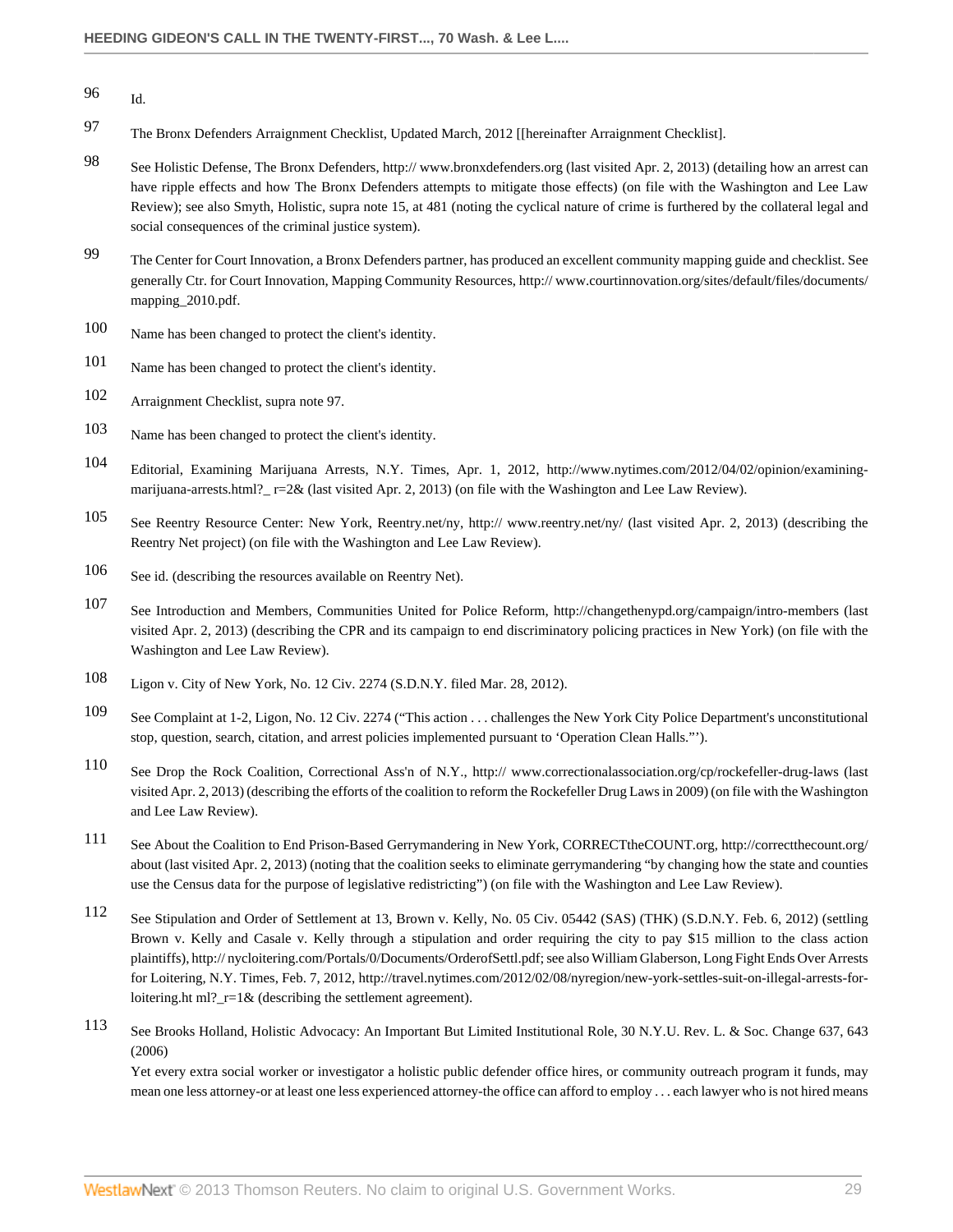96 Id.

97 The Bronx Defenders Arraignment Checklist, Updated March, 2012 [[hereinafter Arraignment Checklist].

98 See Holistic Defense, The Bronx Defenders, http:// www.bronxdefenders.org (last visited Apr. 2, 2013) (detailing how an arrest can have ripple effects and how The Bronx Defenders attempts to mitigate those effects) (on file with the Washington and Lee Law Review); see also Smyth, Holistic, supra note 15, at 481 (noting the cyclical nature of crime is furthered by the collateral legal and social consequences of the criminal justice system).

99 The Center for Court Innovation, a Bronx Defenders partner, has produced an excellent community mapping guide and checklist. See generally Ctr. for Court Innovation, Mapping Community Resources, http:// www.courtinnovation.org/sites/default/files/documents/mapping_2010.pdf.

100 Name has been changed to protect the client's identity.

101 Name has been changed to protect the client's identity.

102 Arraignment Checklist, supra note 97.

103 Name has been changed to protect the client's identity.

104 Editorial, Examining Marijuana Arrests, N.Y. Times, Apr. 1, 2012, http://www.nytimes.com/2012/04/02/opinion/examining-marijuana-arrests.html?_ r=2& (last visited Apr. 2, 2013) (on file with the Washington and Lee Law Review).

105 See Reentry Resource Center: New York, Reentry.net/ny, http:// www.reentry.net/ny/ (last visited Apr. 2, 2013) (describing the Reentry Net project) (on file with the Washington and Lee Law Review).

106 See id. (describing the resources available on Reentry Net).

107 See Introduction and Members, Communities United for Police Reform, http://changethenypd.org/campaign/intro-members (last visited Apr. 2, 2013) (describing the CPR and its campaign to end discriminatory policing practices in New York) (on file with the Washington and Lee Law Review).

108 Ligon v. City of New York, No. 12 Civ. 2274 (S.D.N.Y. filed Mar. 28, 2012).

109 See Complaint at 1-2, Ligon, No. 12 Civ. 2274 ("This action . . . challenges the New York City Police Department's unconstitutional stop, question, search, citation, and arrest policies implemented pursuant to 'Operation Clean Halls."').

110 See Drop the Rock Coalition, Correctional Ass'n of N.Y., http:// www.correctionalassociation.org/cp/rockefeller-drug-laws (last visited Apr. 2, 2013) (describing the efforts of the coalition to reform the Rockefeller Drug Laws in 2009) (on file with the Washington and Lee Law Review).

111 See About the Coalition to End Prison-Based Gerrymandering in New York, CORRECTtheCOUNT.org, http://correctthecount.org/about (last visited Apr. 2, 2013) (noting that the coalition seeks to eliminate gerrymandering "by changing how the state and counties use the Census data for the purpose of legislative redistricting") (on file with the Washington and Lee Law Review).

112 See Stipulation and Order of Settlement at 13, Brown v. Kelly, No. 05 Civ. 05442 (SAS) (THK) (S.D.N.Y. Feb. 6, 2012) (settling Brown v. Kelly and Casale v. Kelly through a stipulation and order requiring the city to pay $15 million to the class action plaintiffs), http:// nycloitering.com/Portals/0/Documents/OrderofSettl.pdf; see also William Glaberson, Long Fight Ends Over Arrests for Loitering, N.Y. Times, Feb. 7, 2012, http://travel.nytimes.com/2012/02/08/nyregion/new-york-settles-suit-on-illegal-arrests-for-loitering.ht ml?_r=1& (describing the settlement agreement).

113 See Brooks Holland, Holistic Advocacy: An Important But Limited Institutional Role, 30 N.Y.U. Rev. L. & Soc. Change 637, 643 (2006)

Yet every extra social worker or investigator a holistic public defender office hires, or community outreach program it funds, may mean one less attorney-or at least one less experienced attorney-the office can afford to employ . . . each lawyer who is not hired means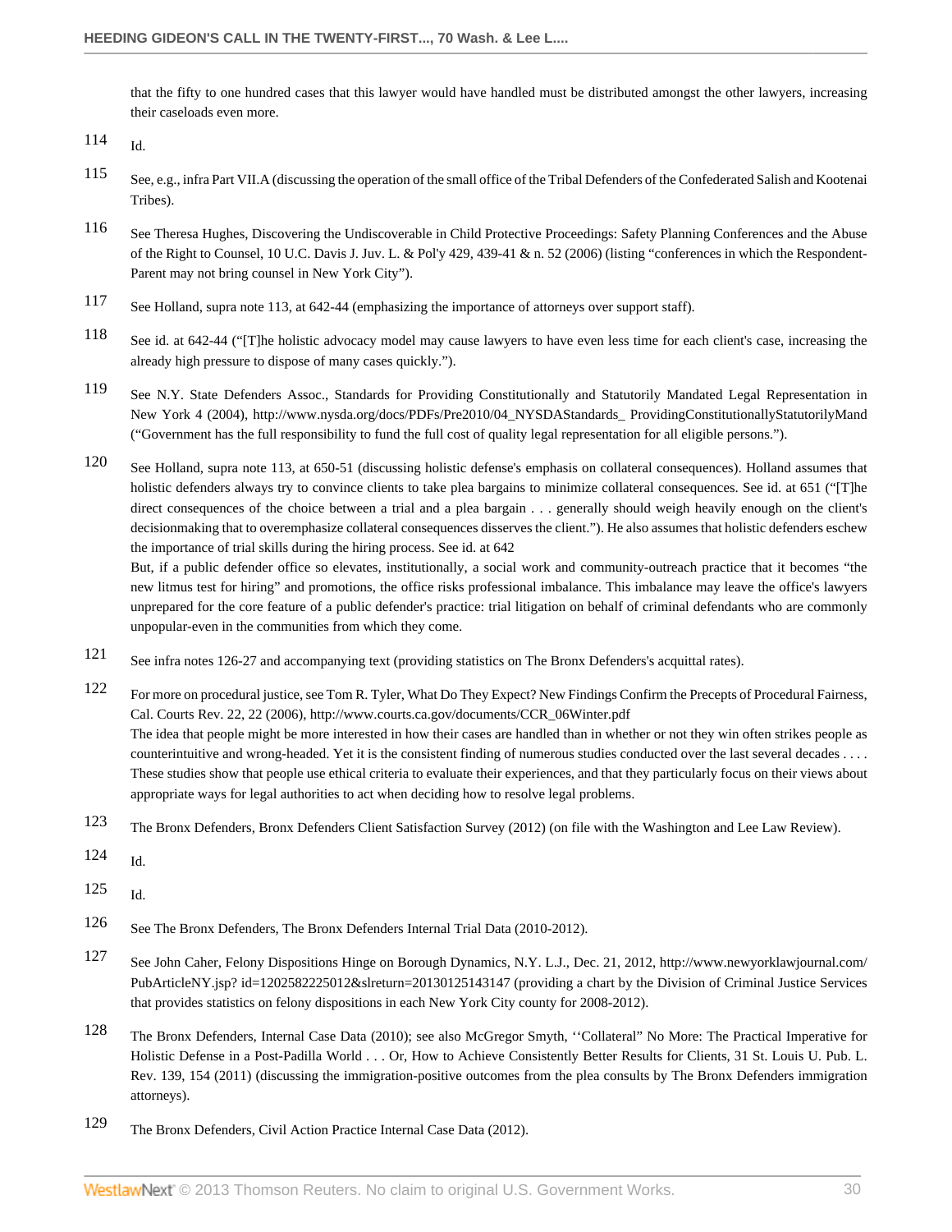that the fifty to one hundred cases that this lawyer would have handled must be distributed amongst the other lawyers, increasing their caseloads even more.

114 Id.

115 See, e.g., infra Part VII.A (discussing the operation of the small office of the Tribal Defenders of the Confederated Salish and Kootenai Tribes).

116 See Theresa Hughes, Discovering the Undiscoverable in Child Protective Proceedings: Safety Planning Conferences and the Abuse of the Right to Counsel, 10 U.C. Davis J. Juv. L. & Pol'y 429, 439-41 & n. 52 (2006) (listing "conferences in which the Respondent-Parent may not bring counsel in New York City").

117 See Holland, supra note 113, at 642-44 (emphasizing the importance of attorneys over support staff).

118 See id. at 642-44 ("[T]he holistic advocacy model may cause lawyers to have even less time for each client's case, increasing the already high pressure to dispose of many cases quickly.").

119 See N.Y. State Defenders Assoc., Standards for Providing Constitutionally and Statutorily Mandated Legal Representation in New York 4 (2004), http://www.nysda.org/docs/PDFs/Pre2010/04_NYSDAStandards_ ProvidingConstitutionallyStatutorilyMand ("Government has the full responsibility to fund the full cost of quality legal representation for all eligible persons.").

120 See Holland, supra note 113, at 650-51 (discussing holistic defense's emphasis on collateral consequences). Holland assumes that holistic defenders always try to convince clients to take plea bargains to minimize collateral consequences. See id. at 651 ("[T]he direct consequences of the choice between a trial and a plea bargain . . . generally should weigh heavily enough on the client's decisionmaking that to overemphasize collateral consequences disserves the client."). He also assumes that holistic defenders eschew the importance of trial skills during the hiring process. See id. at 642

But, if a public defender office so elevates, institutionally, a social work and community-outreach practice that it becomes "the new litmus test for hiring" and promotions, the office risks professional imbalance. This imbalance may leave the office's lawyers unprepared for the core feature of a public defender's practice: trial litigation on behalf of criminal defendants who are commonly unpopular-even in the communities from which they come.

121 See infra notes 126-27 and accompanying text (providing statistics on The Bronx Defenders's acquittal rates).

122 For more on procedural justice, see Tom R. Tyler, What Do They Expect? New Findings Confirm the Precepts of Procedural Fairness, Cal. Courts Rev. 22, 22 (2006), http://www.courts.ca.gov/documents/CCR_06Winter.pdf

The idea that people might be more interested in how their cases are handled than in whether or not they win often strikes people as counterintuitive and wrong-headed. Yet it is the consistent finding of numerous studies conducted over the last several decades . . . . These studies show that people use ethical criteria to evaluate their experiences, and that they particularly focus on their views about appropriate ways for legal authorities to act when deciding how to resolve legal problems.

123 The Bronx Defenders, Bronx Defenders Client Satisfaction Survey (2012) (on file with the Washington and Lee Law Review).

124 Id.

125 Id.

126 See The Bronx Defenders, The Bronx Defenders Internal Trial Data (2010-2012).

127 See John Caher, Felony Dispositions Hinge on Borough Dynamics, N.Y. L.J., Dec. 21, 2012, http://www.newyorklawjournal.com/PubArticleNY.jsp? id=1202582225012&slreturn=20130125143147 (providing a chart by the Division of Criminal Justice Services that provides statistics on felony dispositions in each New York City county for 2008-2012).

128 The Bronx Defenders, Internal Case Data (2010); see also McGregor Smyth, ''Collateral'' No More: The Practical Imperative for Holistic Defense in a Post-Padilla World . . . Or, How to Achieve Consistently Better Results for Clients, 31 St. Louis U. Pub. L. Rev. 139, 154 (2011) (discussing the immigration-positive outcomes from the plea consults by The Bronx Defenders immigration attorneys).

129 The Bronx Defenders, Civil Action Practice Internal Case Data (2012).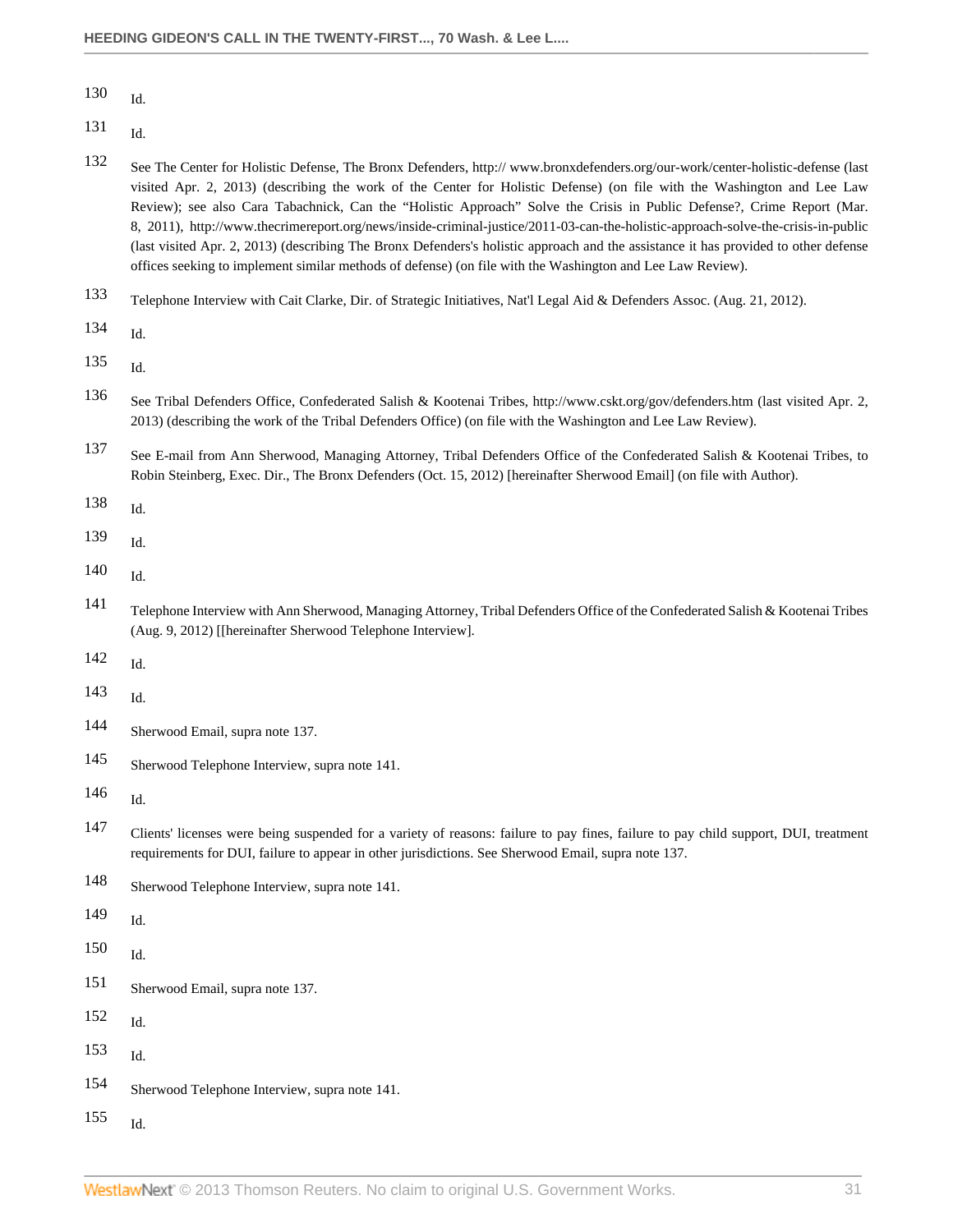130 Id.

131 Id.

132 See The Center for Holistic Defense, The Bronx Defenders, http:// www.bronxdefenders.org/our-work/center-holistic-defense (last visited Apr. 2, 2013) (describing the work of the Center for Holistic Defense) (on file with the Washington and Lee Law Review); see also Cara Tabachnick, Can the "Holistic Approach" Solve the Crisis in Public Defense?, Crime Report (Mar. 8, 2011), http://www.thecrimereport.org/news/inside-criminal-justice/2011-03-can-the-holistic-approach-solve-the-crisis-in-public (last visited Apr. 2, 2013) (describing The Bronx Defenders's holistic approach and the assistance it has provided to other defense offices seeking to implement similar methods of defense) (on file with the Washington and Lee Law Review).

133 Telephone Interview with Cait Clarke, Dir. of Strategic Initiatives, Nat'l Legal Aid & Defenders Assoc. (Aug. 21, 2012).

134 Id.

135 Id.

136 See Tribal Defenders Office, Confederated Salish & Kootenai Tribes, http://www.cskt.org/gov/defenders.htm (last visited Apr. 2, 2013) (describing the work of the Tribal Defenders Office) (on file with the Washington and Lee Law Review).

137 See E-mail from Ann Sherwood, Managing Attorney, Tribal Defenders Office of the Confederated Salish & Kootenai Tribes, to Robin Steinberg, Exec. Dir., The Bronx Defenders (Oct. 15, 2012) [hereinafter Sherwood Email] (on file with Author).

138 Id.

139 Id.

140 Id.

141 Telephone Interview with Ann Sherwood, Managing Attorney, Tribal Defenders Office of the Confederated Salish & Kootenai Tribes (Aug. 9, 2012) [[hereinafter Sherwood Telephone Interview].

142 Id.

143 Id.

144 Sherwood Email, supra note 137.

145 Sherwood Telephone Interview, supra note 141.

146 Id.

147 Clients' licenses were being suspended for a variety of reasons: failure to pay fines, failure to pay child support, DUI, treatment requirements for DUI, failure to appear in other jurisdictions. See Sherwood Email, supra note 137.

148 Sherwood Telephone Interview, supra note 141.

149 Id.

150 Id.

151 Sherwood Email, supra note 137.

152 Id.

153 Id.

154 Sherwood Telephone Interview, supra note 141.

155 Id.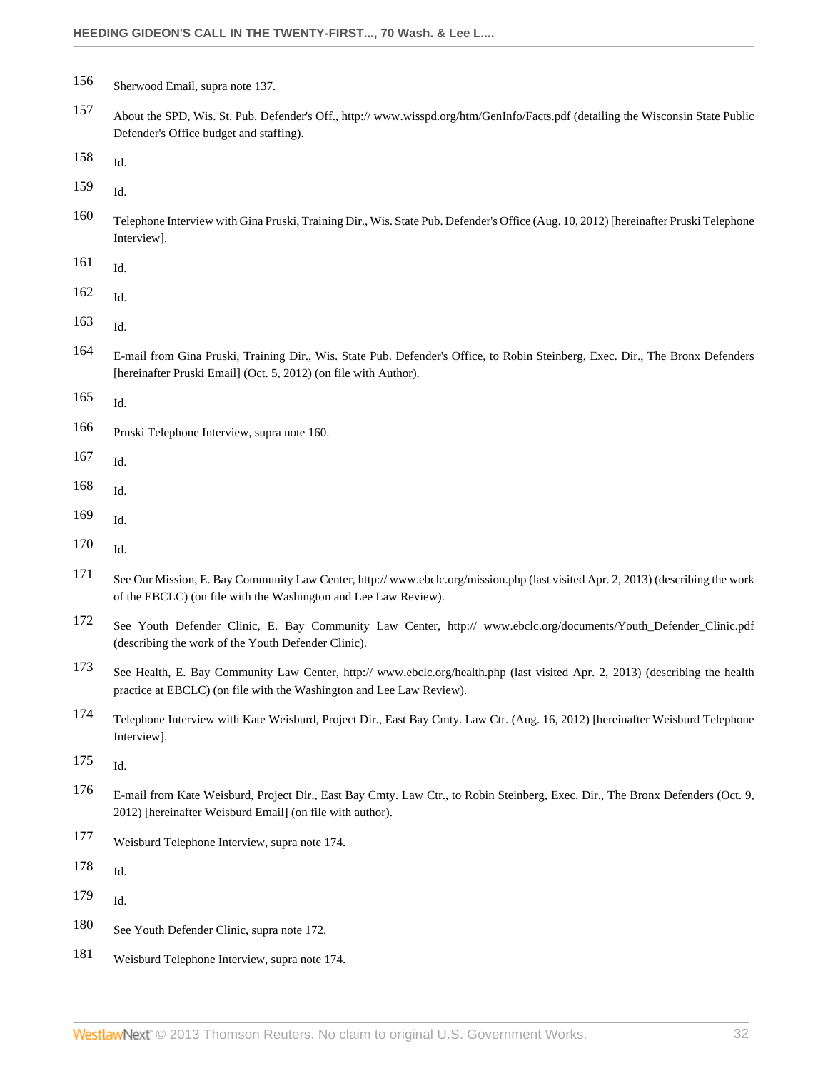156 Sherwood Email, supra note 137.

157 About the SPD, Wis. St. Pub. Defender's Off., http:// www.wisspd.org/htm/GenInfo/Facts.pdf (detailing the Wisconsin State Public Defender's Office budget and staffing).

158 Id.

159 Id.

160 Telephone Interview with Gina Pruski, Training Dir., Wis. State Pub. Defender's Office (Aug. 10, 2012) [hereinafter Pruski Telephone Interview].

161 Id.

162 Id.

163 Id.

164 E-mail from Gina Pruski, Training Dir., Wis. State Pub. Defender's Office, to Robin Steinberg, Exec. Dir., The Bronx Defenders [hereinafter Pruski Email] (Oct. 5, 2012) (on file with Author).

165 Id.

166 Pruski Telephone Interview, supra note 160.

167 Id.

168 Id.

169 Id.

170 Id.

171 See Our Mission, E. Bay Community Law Center, http:// www.ebclc.org/mission.php (last visited Apr. 2, 2013) (describing the work of the EBCLC) (on file with the Washington and Lee Law Review).

172 See Youth Defender Clinic, E. Bay Community Law Center, http:// www.ebclc.org/documents/Youth_Defender_Clinic.pdf (describing the work of the Youth Defender Clinic).

173 See Health, E. Bay Community Law Center, http:// www.ebclc.org/health.php (last visited Apr. 2, 2013) (describing the health practice at EBCLC) (on file with the Washington and Lee Law Review).

174 Telephone Interview with Kate Weisburd, Project Dir., East Bay Cmty. Law Ctr. (Aug. 16, 2012) [hereinafter Weisburd Telephone Interview].

175 Id.

176 E-mail from Kate Weisburd, Project Dir., East Bay Cmty. Law Ctr., to Robin Steinberg, Exec. Dir., The Bronx Defenders (Oct. 9, 2012) [hereinafter Weisburd Email] (on file with author).

177 Weisburd Telephone Interview, supra note 174.

178 Id.

179 Id.

180 See Youth Defender Clinic, supra note 172.

181 Weisburd Telephone Interview, supra note 174.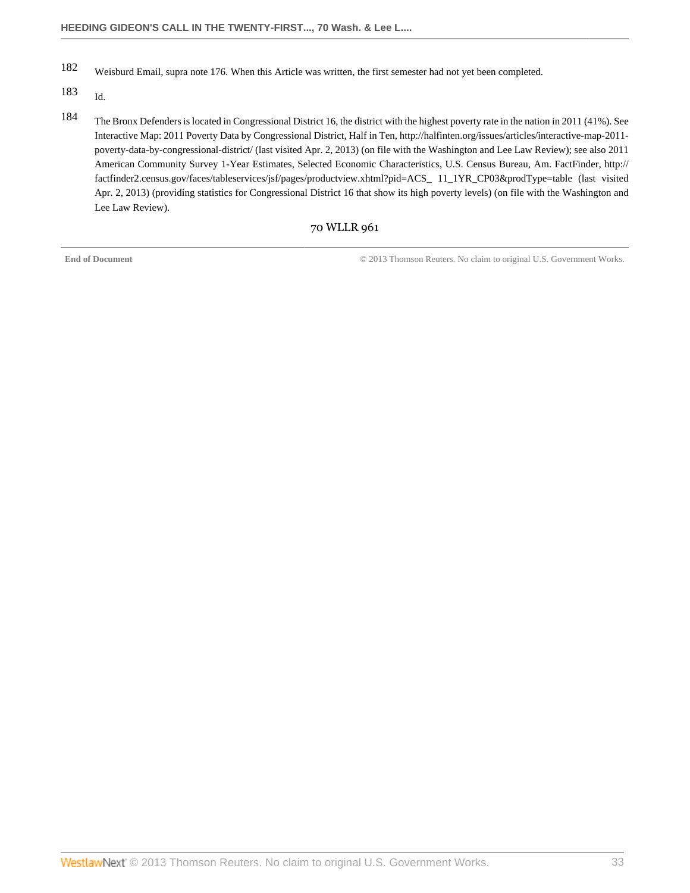182 Weisburd Email, supra note 176. When this Article was written, the first semester had not yet been completed.

183 Id.

184 The Bronx Defenders is located in Congressional District 16, the district with the highest poverty rate in the nation in 2011 (41%). See Interactive Map: 2011 Poverty Data by Congressional District, Half in Ten, http://halfinten.org/issues/articles/interactive-map-2011-poverty-data-by-congressional-district/ (last visited Apr. 2, 2013) (on file with the Washington and Lee Law Review); see also 2011 American Community Survey 1-Year Estimates, Selected Economic Characteristics, U.S. Census Bureau, Am. FactFinder, http://factfinder2.census.gov/faces/tableservices/jsf/pages/productview.xhtml?pid=ACS_ 11_1YR_CP03&prodType=table (last visited Apr. 2, 2013) (providing statistics for Congressional District 16 that show its high poverty levels) (on file with the Washington and Lee Law Review).

70 WLLR 961

End of Document © 2013 Thomson Reuters. No claim to original U.S. Government Works.